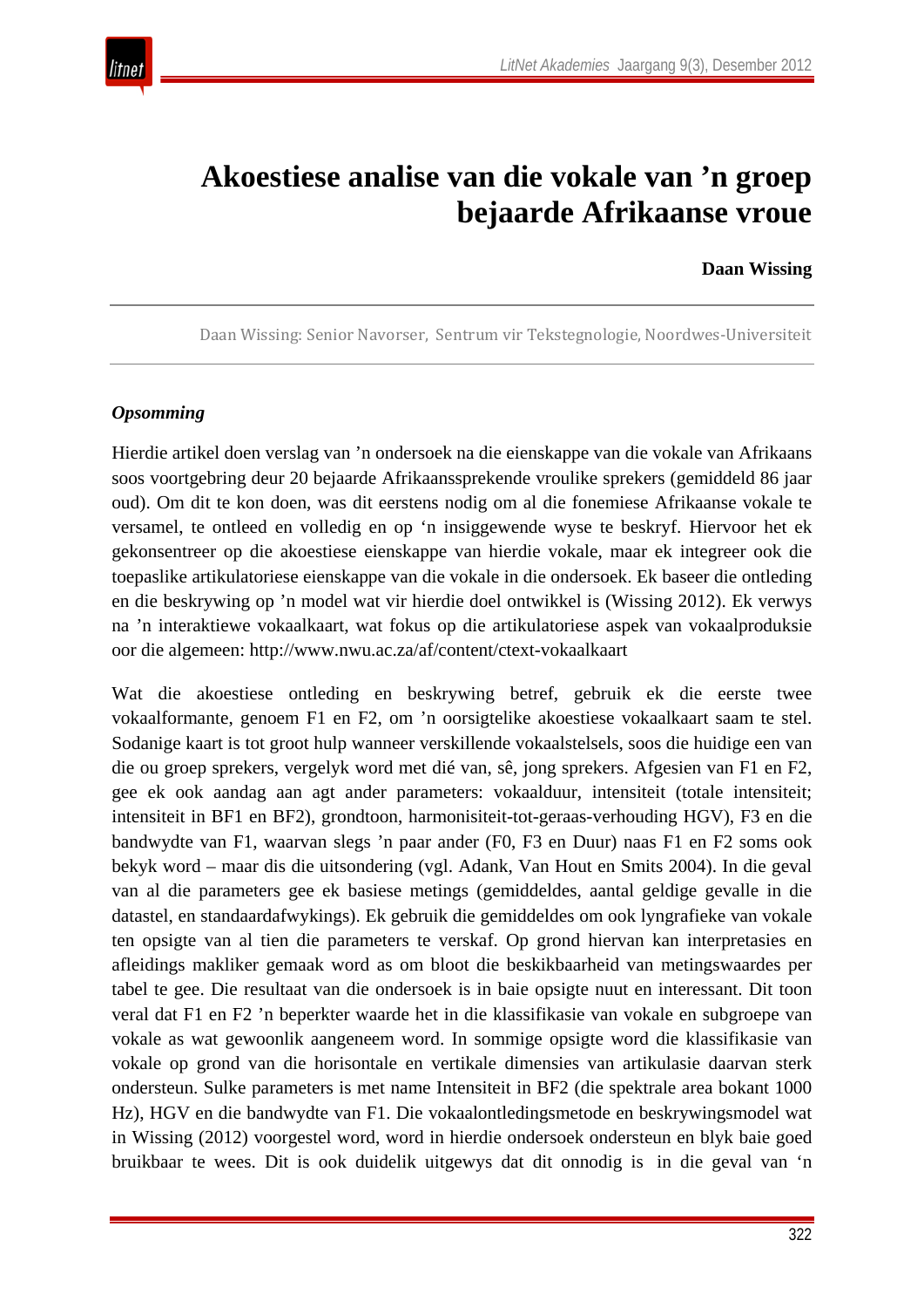# Akoestiese analise van die vokale van ’n groep bejaarde Afrikaanse vroue

**Daan Wissing**

Daan Wissing: Senior Navorser, Sentrum vir Tekstegnologie, Noordwes-Universiteit

### *Opsomming*

Hierdie artikel doen verslag van ’n ondersoek na die eienskappe van die vokale van Afrikaans soos voortgebring deur 20 bejaarde Afrikaanssprekende vroulike sprekers (gemiddeld 86 jaar oud). Om dit te kon doen, was dit eerstens nodig om al die fonemiese Afrikaanse vokale te versamel, te ontleed en volledig en op ‘n insiggewende wyse te beskryf. Hiervoor het ek gekonsentreer op die akoestiese eienskappe van hierdie vokale, maar ek integreer ook die toepaslike artikulatoriese eienskappe van die vokale in die ondersoek. Ek baseer die ontleding en die beskrywing op ’n model wat vir hierdie doel ontwikkel is (Wissing 2012). Ek verwys na ’n interaktiewe vokaalkaart, wat fokus op die artikulatoriese aspek van vokaalproduksie oor die algemeen: http://www.nwu.ac.za/af/content/ctext-vokaalkaart

Wat die akoestiese ontleding en beskrywing betref, gebruik ek die eerste twee vokaalformante, genoem F1 en F2, om ’n oorsigtelike akoestiese vokaalkaart saam te stel. Sodanige kaart is tot groot hulp wanneer verskillende vokaalstelsels, soos die huidige een van die ou groep sprekers, vergelyk word met dié van, sê, jong sprekers. Afgesien van F1 en F2, gee ek ook aandag aan agt ander parameters: vokaalduur, intensiteit (totale intensiteit; intensiteit in BF1 en BF2), grondtoon, harmonisiteit-tot-geraas-verhouding HGV), F3 en die bandwydte van F1, waarvan slegs ’n paar ander (F0, F3 en Duur) naas F1 en F2 soms ook bekyk word – maar dis die uitsondering (vgl. Adank, Van Hout en Smits 2004). In die geval van al die parameters gee ek basiese metings (gemiddeldes, aantal geldige gevalle in die datastel, en standaardafwykings). Ek gebruik die gemiddeldes om ook lyngrafieke van vokale ten opsigte van al tien die parameters te verskaf. Op grond hiervan kan interpretasies en afleidings makliker gemaak word as om bloot die beskikbaarheid van metingswaardes per tabel te gee. Die resultaat van die ondersoek is in baie opsigte nuut en interessant. Dit toon veral dat F1 en F2 ’n beperkter waarde het in die klassifikasie van vokale en subgroepe van vokale as wat gewoonlik aangeneem word. In sommige opsigte word die klassifikasie van vokale op grond van die horisontale en vertikale dimensies van artikulasie daarvan sterk ondersteun. Sulke parameters is met name Intensiteit in BF2 (die spektrale area bokant 1000 Hz), HGV en die bandwydte van F1. Die vokaalontledingsmetode en beskrywingsmodel wat in Wissing (2012) voorgestel word, word in hierdie ondersoek ondersteun en blyk baie goed bruikbaar te wees. Dit is ook duidelik uitgewys dat dit onnodig is in die geval van ‘n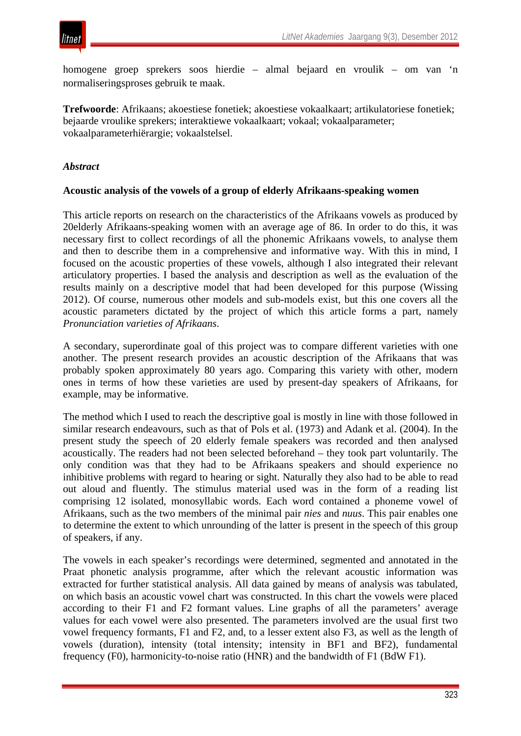homogene groep sprekers soos hierdie – almal bejaard en vroulik – om van 'n normaliseringsproses gebruik te maak.

**Trefwoorde**: Afrikaans; akoestiese fonetiek; akoestiese vokaalkaart; artikulatoriese fonetiek; bejaarde vroulike sprekers; interaktiewe vokaalkaart; vokaal; vokaalparameter; vokaalparameterhiërargie; vokaalstelsel.

*Abstract*

**Acoustic analysis of the vowels of a group of elderly Afrikaans-speaking women**

This article reports on research on the characteristics of the Afrikaans vowels as produced by 20elderly Afrikaans-speaking women with an average age of 86. In order to do this, it was necessary first to collect recordings of all the phonemic Afrikaans vowels, to analyse them and then to describe them in a comprehensive and informative way. With this in mind, I focused on the acoustic properties of these vowels, although I also integrated their relevant articulatory properties. I based the analysis and description as well as the evaluation of the results mainly on a descriptive model that had been developed for this purpose (Wissing 2012). Of course, numerous other models and sub-models exist, but this one covers all the acoustic parameters dictated by the project of which this article forms a part, namely *Pronunciation varieties of Afrikaans*.

A secondary, superordinate goal of this project was to compare different varieties with one another. The present research provides an acoustic description of the Afrikaans that was probably spoken approximately 80 years ago. Comparing this variety with other, modern ones in terms of how these varieties are used by present-day speakers of Afrikaans, for example, may be informative.

The method which I used to reach the descriptive goal is mostly in line with those followed in similar research endeavours, such as that of Pols et al. (1973) and Adank et al. (2004). In the present study the speech of 20 elderly female speakers was recorded and then analysed acoustically. The readers had not been selected beforehand – they took part voluntarily. The only condition was that they had to be Afrikaans speakers and should experience no inhibitive problems with regard to hearing or sight. Naturally they also had to be able to read out aloud and fluently. The stimulus material used was in the form of a reading list comprising 12 isolated, monosyllabic words. Each word contained a phoneme vowel of Afrikaans, such as the two members of the minimal pair *nies* and *nuus*. This pair enables one to determine the extent to which unrounding of the latter is present in the speech of this group of speakers, if any.

The vowels in each speaker's recordings were determined, segmented and annotated in the Praat phonetic analysis programme, after which the relevant acoustic information was extracted for further statistical analysis. All data gained by means of analysis was tabulated, on which basis an acoustic vowel chart was constructed. In this chart the vowels were placed according to their F1 and F2 formant values. Line graphs of all the parameters' average values for each vowel were also presented. The parameters involved are the usual first two vowel frequency formants, F1 and F2, and, to a lesser extent also F3, as well as the length of vowels (duration), intensity (total intensity; intensity in BF1 and BF2), fundamental frequency (F0), harmonicity-to-noise ratio (HNR) and the bandwidth of F1 (BdW F1).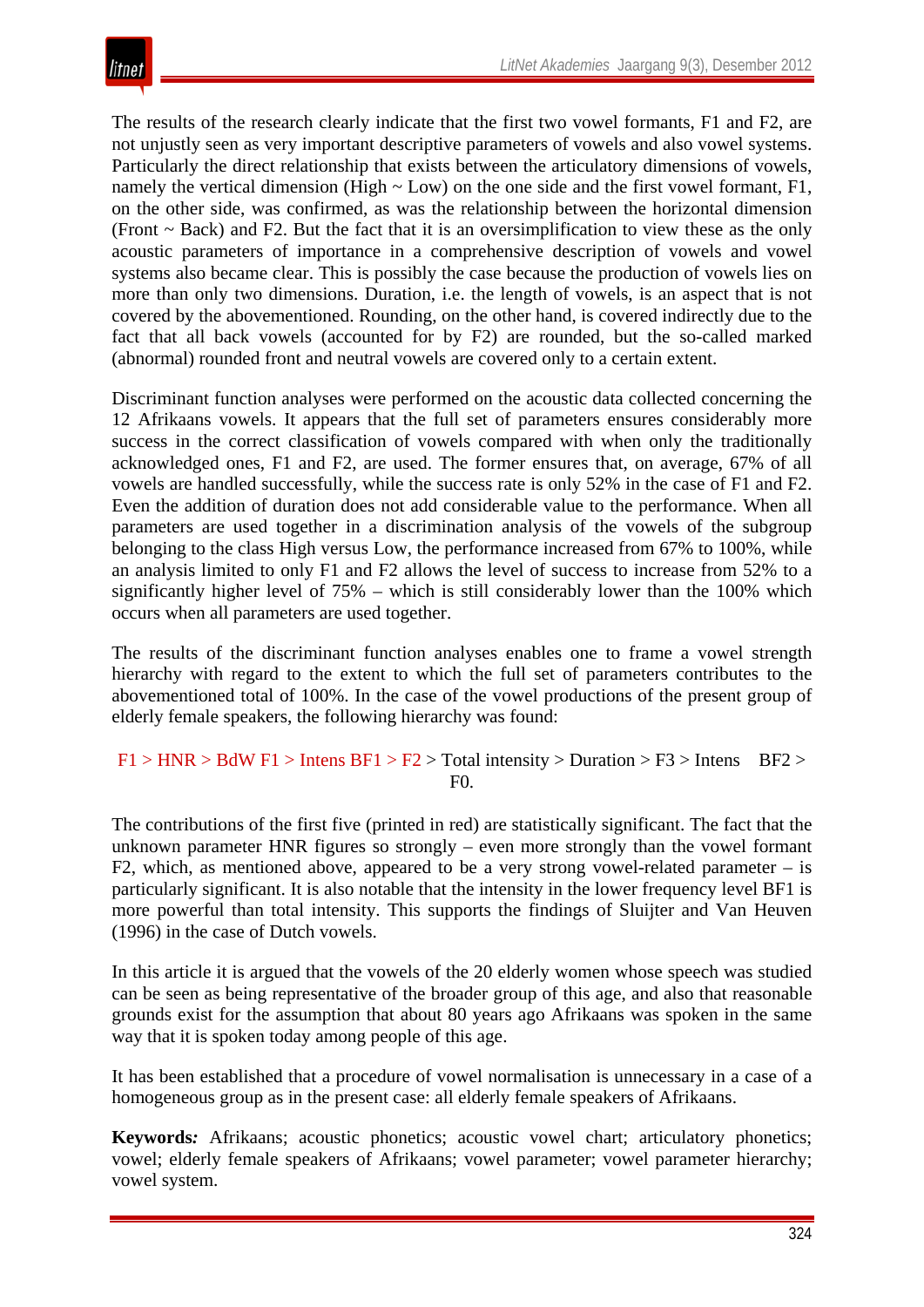The results of the research clearly indicate that the first two vowel formants, F1 and F2, are not unjustly seen as very important descriptive parameters of vowels and also vowel systems. Particularly the direct relationship that exists between the articulatory dimensions of vowels, namely the vertical dimension (High ~ Low) on the one side and the first vowel formant, F1, on the other side, was confirmed, as was the relationship between the horizontal dimension (Front ~ Back) and F2. But the fact that it is an oversimplification to view these as the only acoustic parameters of importance in a comprehensive description of vowels and vowel systems also became clear. This is possibly the case because the production of vowels lies on more than only two dimensions. Duration, i.e. the length of vowels, is an aspect that is not covered by the abovementioned. Rounding, on the other hand, is covered indirectly due to the fact that all back vowels (accounted for by F2) are rounded, but the so-called marked (abnormal) rounded front and neutral vowels are covered only to a certain extent.

Discriminant function analyses were performed on the acoustic data collected concerning the 12 Afrikaans vowels. It appears that the full set of parameters ensures considerably more success in the correct classification of vowels compared with when only the traditionally acknowledged ones, F1 and F2, are used. The former ensures that, on average, 67% of all vowels are handled successfully, while the success rate is only 52% in the case of F1 and F2. Even the addition of duration does not add considerable value to the performance. When all parameters are used together in a discrimination analysis of the vowels of the subgroup belonging to the class High versus Low, the performance increased from 67% to 100%, while an analysis limited to only F1 and F2 allows the level of success to increase from 52% to a significantly higher level of 75% – which is still considerably lower than the 100% which occurs when all parameters are used together.

The results of the discriminant function analyses enables one to frame a vowel strength hierarchy with regard to the extent to which the full set of parameters contributes to the abovementioned total of 100%. In the case of the vowel productions of the present group of elderly female speakers, the following hierarchy was found:

F1 > HNR > BdW F1 > Intens BF1 > F2 > Total intensity > Duration > F3 > Intens BF2 > F0.

The contributions of the first five (printed in red) are statistically significant. The fact that the unknown parameter HNR figures so strongly – even more strongly than the vowel formant F2, which, as mentioned above, appeared to be a very strong vowel-related parameter – is particularly significant. It is also notable that the intensity in the lower frequency level BF1 is more powerful than total intensity. This supports the findings of Sluijter and Van Heuven (1996) in the case of Dutch vowels.

In this article it is argued that the vowels of the 20 elderly women whose speech was studied can be seen as being representative of the broader group of this age, and also that reasonable grounds exist for the assumption that about 80 years ago Afrikaans was spoken in the same way that it is spoken today among people of this age.

It has been established that a procedure of vowel normalisation is unnecessary in a case of a homogeneous group as in the present case: all elderly female speakers of Afrikaans.

**Keywords*:*** Afrikaans; acoustic phonetics; acoustic vowel chart; articulatory phonetics; vowel; elderly female speakers of Afrikaans; vowel parameter; vowel parameter hierarchy; vowel system.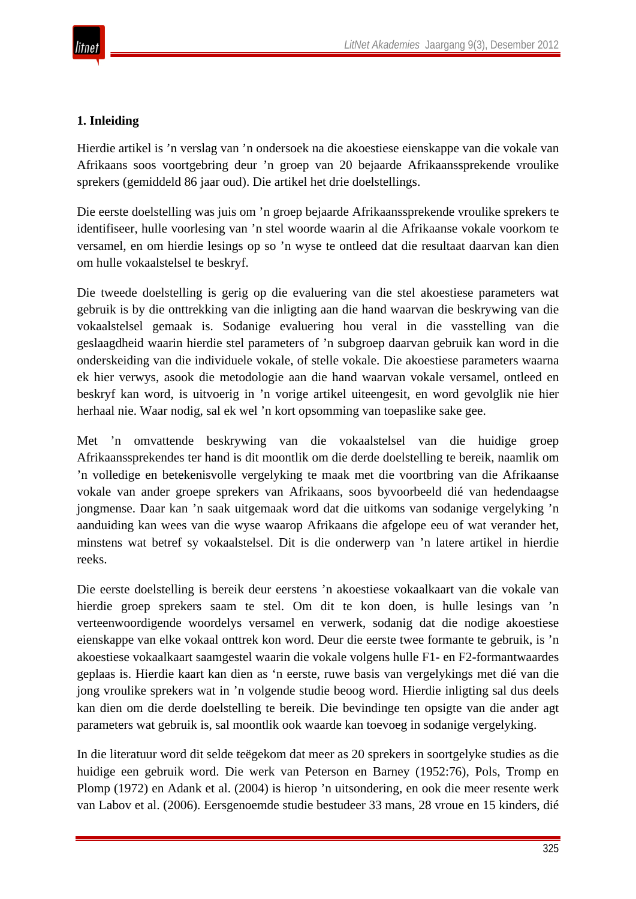## 1. Inleiding

Hierdie artikel is ’n verslag van ’n ondersoek na die akoestiese eienskappe van die vokale van Afrikaans soos voortgebring deur ’n groep van 20 bejaarde Afrikaanssprekende vroulike sprekers (gemiddeld 86 jaar oud). Die artikel het drie doelstellings.

Die eerste doelstelling was juis om ’n groep bejaarde Afrikaanssprekende vroulike sprekers te identifiseer, hulle voorlesing van ’n stel woorde waarin al die Afrikaanse vokale voorkom te versamel, en om hierdie lesings op so ’n wyse te ontleed dat die resultaat daarvan kan dien om hulle vokaalstelsel te beskryf.

Die tweede doelstelling is gerig op die evaluering van die stel akoestiese parameters wat gebruik is by die onttrekking van die inligting aan die hand waarvan die beskrywing van die vokaalstelsel gemaak is. Sodanige evaluering hou veral in die vasstelling van die geslaagdheid waarin hierdie stel parameters of ’n subgroep daarvan gebruik kan word in die onderskeiding van die individuele vokale, of stelle vokale. Die akoestiese parameters waarna ek hier verwys, asook die metodologie aan die hand waarvan vokale versamel, ontleed en beskryf kan word, is uitvoerig in ’n vorige artikel uiteengesit, en word gevolglik nie hier herhaal nie. Waar nodig, sal ek wel ’n kort opsomming van toepaslike sake gee.

Met ’n omvattende beskrywing van die vokaalstelsel van die huidige groep Afrikaanssprekendes ter hand is dit moontlik om die derde doelstelling te bereik, naamlik om ’n volledige en betekenisvolle vergelyking te maak met die voortbring van die Afrikaanse vokale van ander groepe sprekers van Afrikaans, soos byvoorbeeld dié van hedendaagse jongmense. Daar kan ’n saak uitgemaak word dat die uitkoms van sodanige vergelyking ’n aanduiding kan wees van die wyse waarop Afrikaans die afgelope eeu of wat verander het, minstens wat betref sy vokaalstelsel. Dit is die onderwerp van ’n latere artikel in hierdie reeks.

Die eerste doelstelling is bereik deur eerstens ’n akoestiese vokaalkaart van die vokale van hierdie groep sprekers saam te stel. Om dit te kon doen, is hulle lesings van ’n verteenwoordigende woordelys versamel en verwerk, sodanig dat die nodige akoestiese eienskappe van elke vokaal onttrek kon word. Deur die eerste twee formante te gebruik, is ’n akoestiese vokaalkaart saamgestel waarin die vokale volgens hulle F1- en F2-formantwaardes geplaas is. Hierdie kaart kan dien as ‘n eerste, ruwe basis van vergelykings met dié van die jong vroulike sprekers wat in ’n volgende studie beoog word. Hierdie inligting sal dus deels kan dien om die derde doelstelling te bereik. Die bevindinge ten opsigte van die ander agt parameters wat gebruik is, sal moontlik ook waarde kan toevoeg in sodanige vergelyking.

In die literatuur word dit selde teëgekom dat meer as 20 sprekers in soortgelyke studies as die huidige een gebruik word. Die werk van Peterson en Barney (1952:76), Pols, Tromp en Plomp (1972) en Adank et al. (2004) is hierop ’n uitsondering, en ook die meer resente werk van Labov et al. (2006). Eersgenoemde studie bestudeer 33 mans, 28 vroue en 15 kinders, dié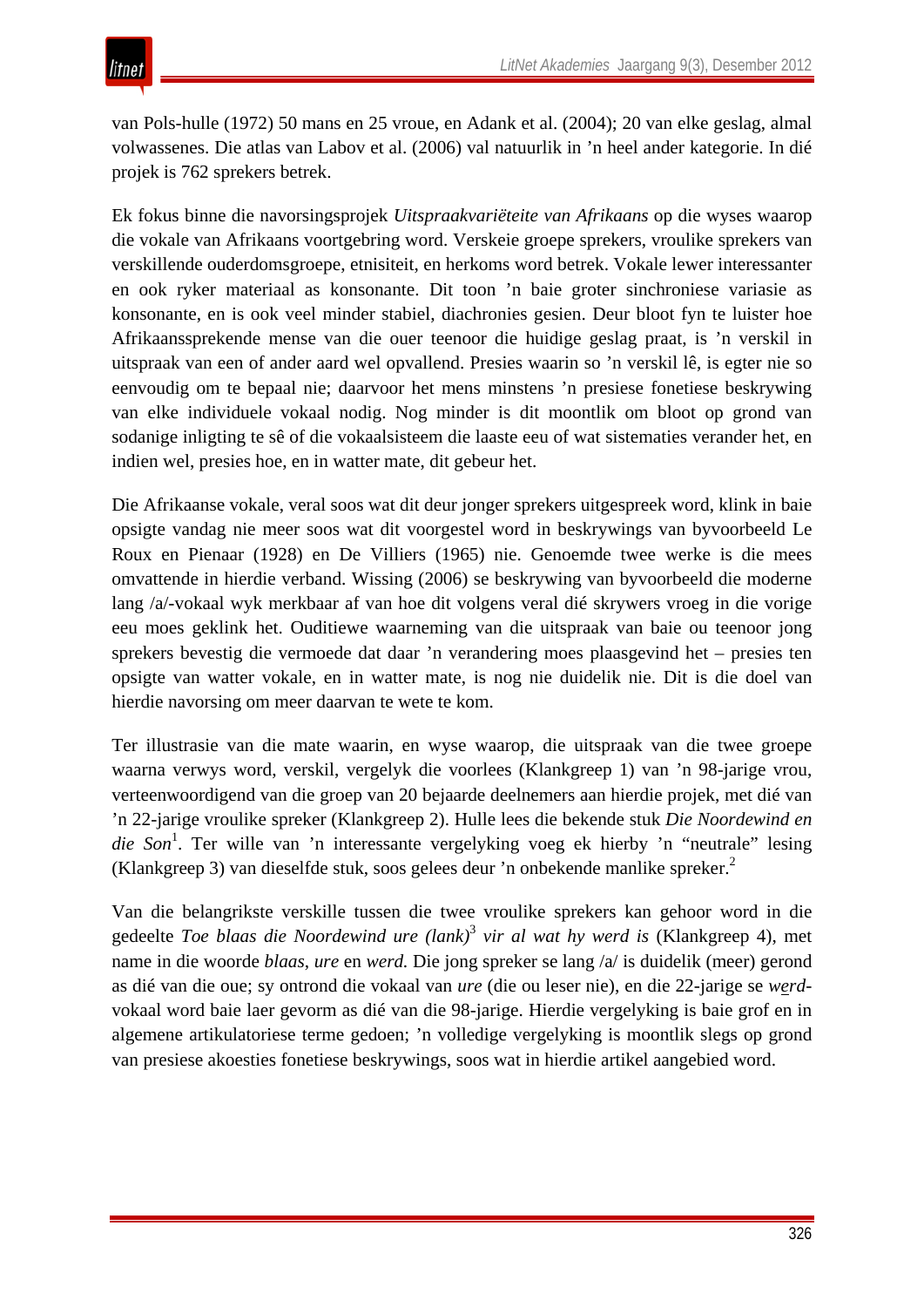van Pols-hulle (1972) 50 mans en 25 vroue, en Adank et al. (2004); 20 van elke geslag, almal volwassenes. Die atlas van Labov et al. (2006) val natuurlik in ’n heel ander kategorie. In dié projek is 762 sprekers betrek.

Ek fokus binne die navorsingsprojek *Uitspraakvariëteite van Afrikaans* op die wyses waarop die vokale van Afrikaans voortgebring word. Verskeie groepe sprekers, vroulike sprekers van verskillende ouderdomsgroepe, etnisiteit, en herkoms word betrek. Vokale lewer interessanter en ook ryker materiaal as konsonante. Dit toon ’n baie groter sinchroniese variasie as konsonante, en is ook veel minder stabiel, diachronies gesien. Deur bloot fyn te luister hoe Afrikaanssprekende mense van die ouer teenoor die huidige geslag praat, is ’n verskil in uitspraak van een of ander aard wel opvallend. Presies waarin so ’n verskil lê, is egter nie so eenvoudig om te bepaal nie; daarvoor het mens minstens ’n presiese fonetiese beskrywing van elke individuele vokaal nodig. Nog minder is dit moontlik om bloot op grond van sodanige inligting te sê of die vokaalsisteem die laaste eeu of wat sistematies verander het, en indien wel, presies hoe, en in watter mate, dit gebeur het.

Die Afrikaanse vokale, veral soos wat dit deur jonger sprekers uitgespreek word, klink in baie opsigte vandag nie meer soos wat dit voorgestel word in beskrywings van byvoorbeeld Le Roux en Pienaar (1928) en De Villiers (1965) nie. Genoemde twee werke is die mees omvattende in hierdie verband. Wissing (2006) se beskrywing van byvoorbeeld die moderne lang /a/-vokaal wyk merkbaar af van hoe dit volgens veral dié skrywers vroeg in die vorige eeu moes geklink het. Ouditiewe waarneming van die uitspraak van baie ou teenoor jong sprekers bevestig die vermoede dat daar ’n verandering moes plaasgevind het – presies ten opsigte van watter vokale, en in watter mate, is nog nie duidelik nie. Dit is die doel van hierdie navorsing om meer daarvan te wete te kom.

Ter illustrasie van die mate waarin, en wyse waarop, die uitspraak van die twee groepe waarna verwys word, verskil, vergelyk die voorlees (Klankgreep 1) van ’n 98-jarige vrou, verteenwoordigend van die groep van 20 bejaarde deelnemers aan hierdie projek, met dié van ’n 22-jarige vroulike spreker (Klankgreep 2). Hulle lees die bekende stuk *Die Noordewind en die Son*[1]. Ter wille van ’n interessante vergelyking voeg ek hierby ’n “neutrale” lesing (Klankgreep 3) van dieselfde stuk, soos gelees deur ’n onbekende manlike spreker.[2]

Van die belangrikste verskille tussen die twee vroulike sprekers kan gehoor word in die gedeelte *Toe blaas die Noordewind ure (lank)*[3] *vir al wat hy werd is* (Klankgreep 4), met name in die woorde *blaas*, *ure* en *werd*. Die jong spreker se lang /a/ is duidelik (meer) gerond as dié van die oue; sy ontrond die vokaal van *ure* (die ou leser nie), en die 22-jarige se *w<u>e</u>rd*-vokaal word baie laer gevorm as dié van die 98-jarige. Hierdie vergelyking is baie grof en in algemene artikulatoriese terme gedoen; ’n volledige vergelyking is moontlik slegs op grond van presiese akoesties fonetiese beskrywings, soos wat in hierdie artikel aangebied word.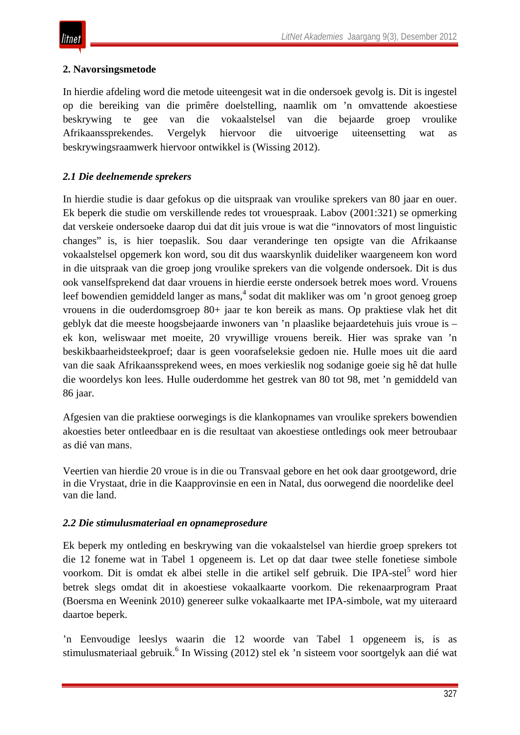## 2. Navorsingsmetode

In hierdie afdeling word die metode uiteengesit wat in die ondersoek gevolg is. Dit is ingestel op die bereiking van die primêre doelstelling, naamlik om ’n omvattende akoestiese beskrywing te gee van die vokaalstelsel van die bejaarde groep vroulike Afrikaanssprekendes. Vergelyk hiervoor die uitvoerige uiteensetting wat as beskrywingsraamwerk hiervoor ontwikkel is (Wissing 2012).

### *2.1 Die deelnemende sprekers*

In hierdie studie is daar gefokus op die uitspraak van vroulike sprekers van 80 jaar en ouer. Ek beperk die studie om verskillende redes tot vrouespraak. Labov (2001:321) se opmerking dat verskeie ondersoeke daarop dui dat dit juis vroue is wat die “innovators of most linguistic changes” is, is hier toepaslik. Sou daar veranderinge ten opsigte van die Afrikaanse vokaalstelsel opgemerk kon word, sou dit dus waarskynlik duideliker waargeneem kon word in die uitspraak van die groep jong vroulike sprekers van die volgende ondersoek. Dit is dus ook vanselfsprekend dat daar vrouens in hierdie eerste ondersoek betrek moes word. Vrouens leef bowendien gemiddeld langer as mans,[4] sodat dit makliker was om ’n groot genoeg groep vrouens in die ouderdomsgroep 80+ jaar te kon bereik as mans. Op praktiese vlak het dit geblyk dat die meeste hoogsbejaarde inwoners van ’n plaaslike bejaardetehuis juis vroue is – ek kon, weliswaar met moeite, 20 vrywillige vrouens bereik. Hier was sprake van ’n beskikbaarheidsteekproef; daar is geen voorafseleksie gedoen nie. Hulle moes uit die aard van die saak Afrikaanssprekend wees, en moes verkieslik nog sodanige goeie sig hê dat hulle die woordelys kon lees. Hulle ouderdomme het gestrek van 80 tot 98, met ’n gemiddeld van 86 jaar.

Afgesien van die praktiese oorwegings is die klankopnames van vroulike sprekers bowendien akoesties beter ontleedbaar en is die resultaat van akoestiese ontledings ook meer betroubaar as dié van mans.

Veertien van hierdie 20 vroue is in die ou Transvaal gebore en het ook daar grootgeword, drie in die Vrystaat, drie in die Kaapprovinsie en een in Natal, dus oorwegend die noordelike deel van die land.

### *2.2 Die stimulusmateriaal en opnameprosedure*

Ek beperk my ontleding en beskrywing van die vokaalstelsel van hierdie groep sprekers tot die 12 foneme wat in Tabel 1 opgeneem is. Let op dat daar twee stelle fonetiese simbole voorkom. Dit is omdat ek albei stelle in die artikel self gebruik. Die IPA-stel[5] word hier betrek slegs omdat dit in akoestiese vokaalkaarte voorkom. Die rekenaarprogram Praat (Boersma en Weenink 2010) genereer sulke vokaalkaarte met IPA-simbole, wat my uiteraard daartoe beperk.

’n Eenvoudige leeslys waarin die 12 woorde van Tabel 1 opgeneem is, is as stimulusmateriaal gebruik.[6] In Wissing (2012) stel ek ’n sisteem voor soortgelyk aan dié wat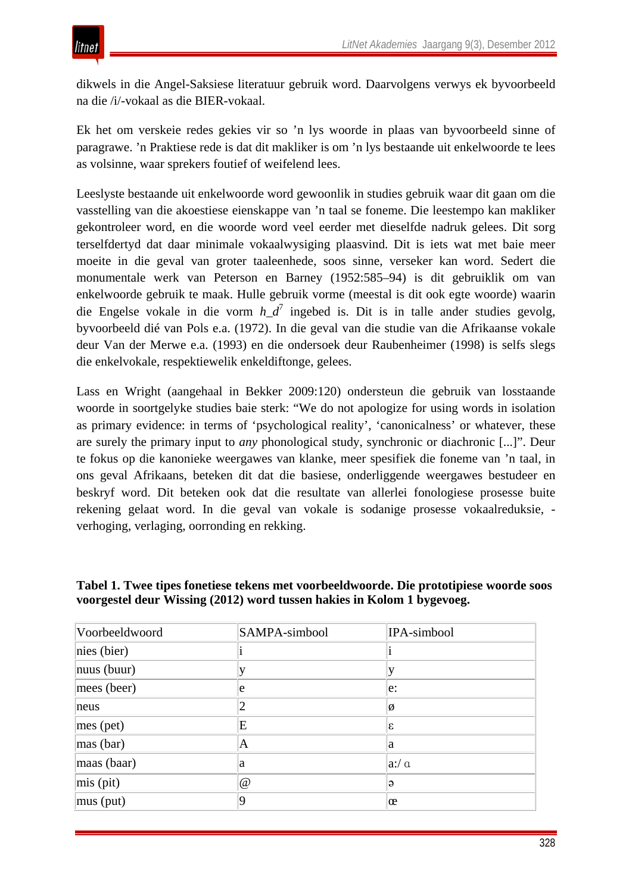dikwels in die Angel-Saksiese literatuur gebruik word. Daarvolgens verwys ek byvoorbeeld na die /i/-vokaal as die BIER-vokaal.

Ek het om verskeie redes gekies vir so ’n lys woorde in plaas van byvoorbeeld sinne of paragrawe. ’n Praktiese rede is dat dit makliker is om ’n lys bestaande uit enkelwoorde te lees as volsinne, waar sprekers foutief of weifelend lees.

Leeslyste bestaande uit enkelwoorde word gewoonlik in studies gebruik waar dit gaan om die vasstelling van die akoestiese eienskappe van ’n taal se foneme. Die leestempo kan makliker gekontroleer word, en die woorde word veel eerder met dieselfde nadruk gelees. Dit sorg terselfdertyd dat daar minimale vokaalwysiging plaasvind. Dit is iets wat met baie meer moeite in die geval van groter taaleenhede, soos sinne, verseker kan word. Sedert die monumentale werk van Peterson en Barney (1952:585–94) is dit gebruiklik om van enkelwoorde gebruik te maak. Hulle gebruik vorme (meestal is dit ook egte woorde) waarin die Engelse vokale in die vorm *h_d*[7] ingebed is. Dit is in talle ander studies gevolg, byvoorbeeld dié van Pols e.a. (1972). In die geval van die studie van die Afrikaanse vokale deur Van der Merwe e.a. (1993) en die ondersoek deur Raubenheimer (1998) is selfs slegs die enkelvokale, respektiewelik enkeldiftonge, gelees.

Lass en Wright (aangehaal in Bekker 2009:120) ondersteun die gebruik van losstaande woorde in soortgelyke studies baie sterk: “We do not apologize for using words in isolation as primary evidence: in terms of ‘psychological reality’, ‘canonicalness’ or whatever, these are surely the primary input to *any* phonological study, synchronic or diachronic [...]”. Deur te fokus op die kanonieke weergawes van klanke, meer spesifiek die foneme van ’n taal, in ons geval Afrikaans, beteken dit dat die basiese, onderliggende weergawes bestudeer en beskryf word. Dit beteken ook dat die resultate van allerlei fonologiese prosesse buite rekening gelaat word. In die geval van vokale is sodanige prosesse vokaalreduksie, -verhoging, verlaging, oorronding en rekking.

**Tabel 1. Twee tipes fonetiese tekens met voorbeeldwoorde. Die prototipiese woorde soos voorgestel deur Wissing (2012) word tussen hakies in Kolom 1 bygevoeg.**

| Voorbeeldwoord | SAMPA-simbool | IPA-simbool |
|---|---|---|
| nies (bier) | i | i |
| nuus (buur) | y | y |
| mees (beer) | e | e: |
| neus | 2 | ø |
| mes (pet) | E | ɛ |
| mas (bar) | A | a |
| maas (baar) | a | a:/ ɑ |
| mis (pit) | @ | ə |
| mus (put) | 9 | œ |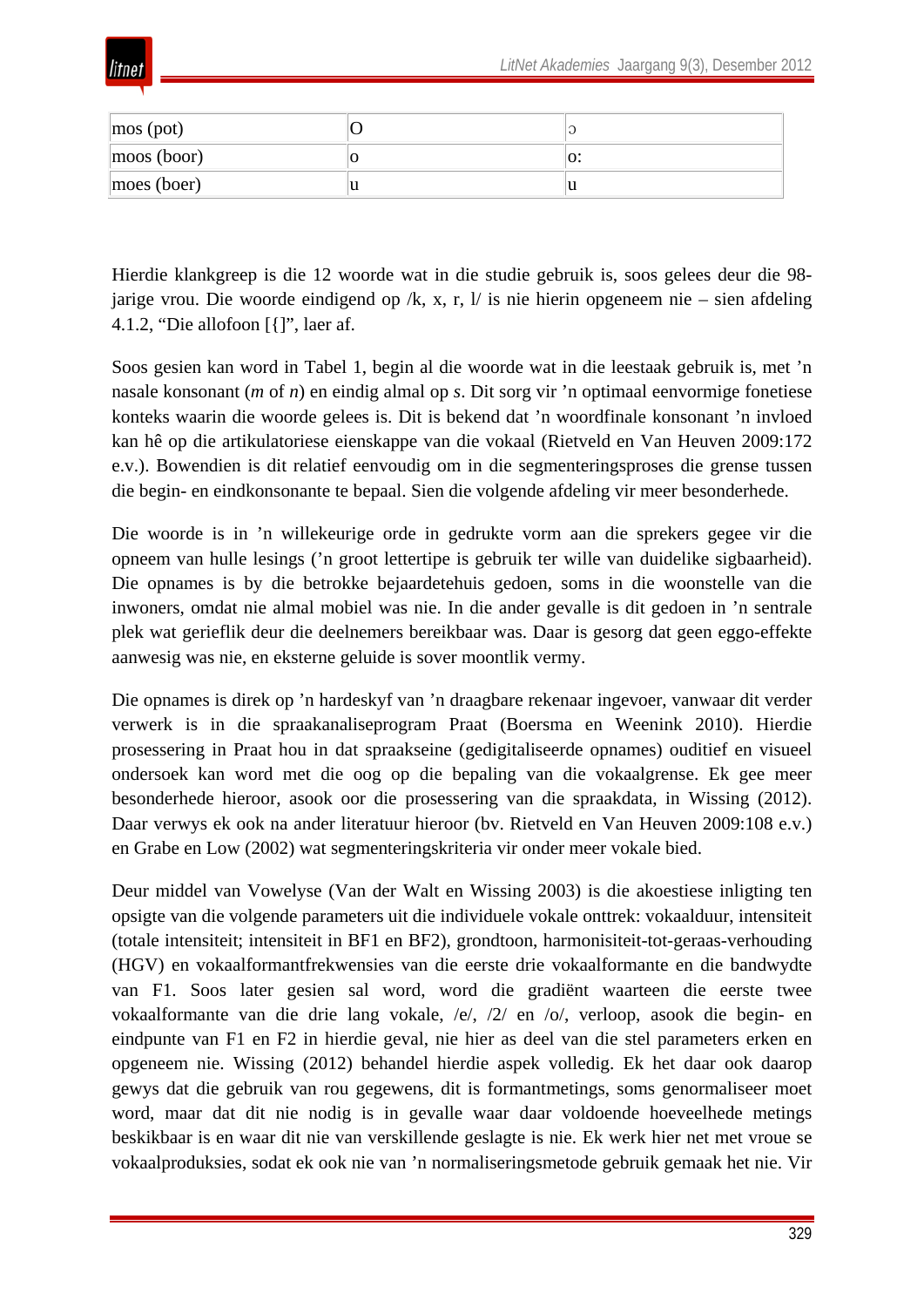| mos (pot) | O | ɔ |
|---|---|---|
| moos (boor) | o | o: |
| moes (boer) | u | u |

Hierdie klankgreep is die 12 woorde wat in die studie gebruik is, soos gelees deur die 98-jarige vrou. Die woorde eindigend op /k, x, r, l/ is nie hierin opgeneem nie – sien afdeling 4.1.2, "Die allofoon [{]", laer af.

Soos gesien kan word in Tabel 1, begin al die woorde wat in die leestaak gebruik is, met 'n nasale konsonant (*m* of *n*) en eindig almal op *s*. Dit sorg vir 'n optimaal eenvormige fonetiese konteks waarin die woorde gelees is. Dit is bekend dat 'n woordfinale konsonant 'n invloed kan hê op die artikulatoriese eienskappe van die vokaal (Rietveld en Van Heuven 2009:172 e.v.). Bowendien is dit relatief eenvoudig om in die segmenteringsproses die grense tussen die begin- en eindkonsonante te bepaal. Sien die volgende afdeling vir meer besonderhede.

Die woorde is in 'n willekeurige orde in gedrukte vorm aan die sprekers gegee vir die opneem van hulle lesings ('n groot lettertipe is gebruik ter wille van duidelike sigbaarheid). Die opnames is by die betrokke bejaardetehuis gedoen, soms in die woonstelle van die inwoners, omdat nie almal mobiel was nie. In die ander gevalle is dit gedoen in 'n sentrale plek wat gerieflik deur die deelnemers bereikbaar was. Daar is gesorg dat geen eggo-effekte aanwesig was nie, en eksterne geluide is sover moontlik vermy.

Die opnames is direk op 'n hardeskyf van 'n draagbare rekenaar ingevoer, vanwaar dit verder verwerk is in die spraakanaliseprogram Praat (Boersma en Weenink 2010). Hierdie prosessering in Praat hou in dat spraakseine (gedigitaliseerde opnames) ouditief en visueel ondersoek kan word met die oog op die bepaling van die vokaalgrense. Ek gee meer besonderhede hieroor, asook oor die prosessering van die spraakdata, in Wissing (2012). Daar verwys ek ook na ander literatuur hieroor (bv. Rietveld en Van Heuven 2009:108 e.v.) en Grabe en Low (2002) wat segmenteringskriteria vir onder meer vokale bied.

Deur middel van Vowelyse (Van der Walt en Wissing 2003) is die akoestiese inligting ten opsigte van die volgende parameters uit die individuele vokale onttrek: vokaalduur, intensiteit (totale intensiteit; intensiteit in BF1 en BF2), grondtoon, harmonisiteit-tot-geraas-verhouding (HGV) en vokaalformantfrekwensies van die eerste drie vokaalformante en die bandwydte van F1. Soos later gesien sal word, word die gradiënt waarteen die eerste twee vokaalformante van die drie lang vokale, /e/, /2/ en /o/, verloop, asook die begin- en eindpunte van F1 en F2 in hierdie geval, nie hier as deel van die stel parameters erken en opgeneem nie. Wissing (2012) behandel hierdie aspek volledig. Ek het daar ook daarop gewys dat die gebruik van rou gegewens, dit is formantmetings, soms genormaliseer moet word, maar dat dit nie nodig is in gevalle waar daar voldoende hoeveelhede metings beskikbaar is en waar dit nie van verskillende geslagte is nie. Ek werk hier net met vroue se vokaalproduksies, sodat ek ook nie van 'n normaliseringsmetode gebruik gemaak het nie. Vir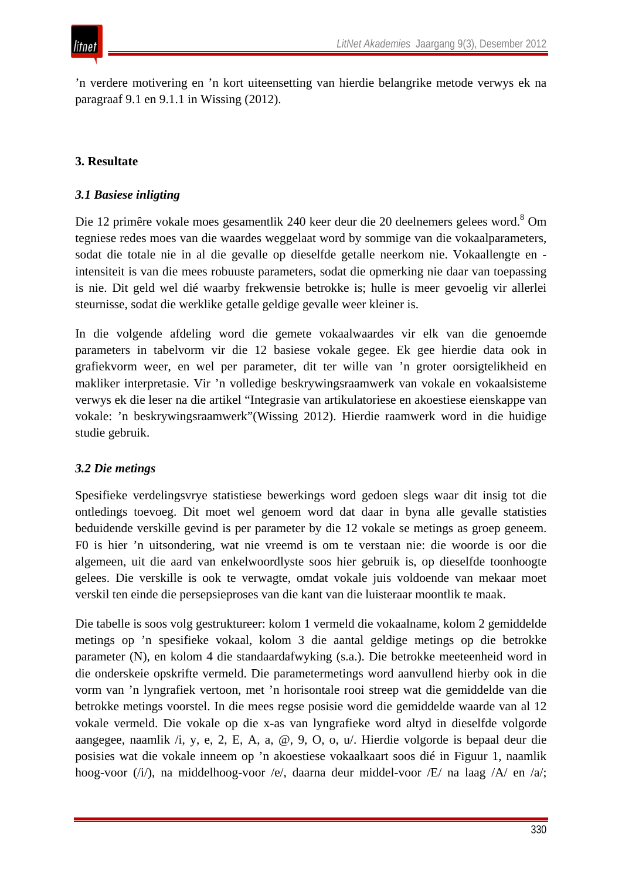’n verdere motivering en ’n kort uiteensetting van hierdie belangrike metode verwys ek na paragraaf 9.1 en 9.1.1 in Wissing (2012).

## 3. Resultate

### *3.1 Basiese inligting*

Die 12 primêre vokale moes gesamentlik 240 keer deur die 20 deelnemers gelees word.[8] Om tegniese redes moes van die waardes weggelaat word by sommige van die vokaalparameters, sodat die totale nie in al die gevalle op dieselfde getalle neerkom nie. Vokaallengte en -intensiteit is van die mees robuuste parameters, sodat die opmerking nie daar van toepassing is nie. Dit geld wel dié waarby frekwensie betrokke is; hulle is meer gevoelig vir allerlei steurnisse, sodat die werklike getalle geldige gevalle weer kleiner is.

In die volgende afdeling word die gemete vokaalwaardes vir elk van die genoemde parameters in tabelvorm vir die 12 basiese vokale gegee. Ek gee hierdie data ook in grafiekvorm weer, en wel per parameter, dit ter wille van ’n groter oorsigtelikheid en makliker interpretasie. Vir ’n volledige beskrywingsraamwerk van vokale en vokaalsisteme verwys ek die leser na die artikel “Integrasie van artikulatoriese en akoestiese eienskappe van vokale: ’n beskrywingsraamwerk”(Wissing 2012). Hierdie raamwerk word in die huidige studie gebruik.

### *3.2 Die metings*

Spesifieke verdelingsvrye statistiese bewerkings word gedoen slegs waar dit insig tot die ontledings toevoeg. Dit moet wel genoem word dat daar in byna alle gevalle statisties beduidende verskille gevind is per parameter by die 12 vokale se metings as groep geneem. F0 is hier ’n uitsondering, wat nie vreemd is om te verstaan nie: die woorde is oor die algemeen, uit die aard van enkelwoordlyste soos hier gebruik is, op dieselfde toonhoogte gelees. Die verskille is ook te verwagte, omdat vokale juis voldoende van mekaar moet verskil ten einde die persepsieproses van die kant van die luisteraar moontlik te maak.

Die tabelle is soos volg gestruktureer: kolom 1 vermeld die vokaalname, kolom 2 gemiddelde metings op ’n spesifieke vokaal, kolom 3 die aantal geldige metings op die betrokke parameter (N), en kolom 4 die standaardafwyking (s.a.). Die betrokke meeteenheid word in die onderskeie opskrifte vermeld. Die parametermetings word aanvullend hierby ook in die vorm van ’n lyngrafiek vertoon, met ’n horisontale rooi streep wat die gemiddelde van die betrokke metings voorstel. In die mees regse posisie word die gemiddelde waarde van al 12 vokale vermeld. Die vokale op die x-as van lyngrafieke word altyd in dieselfde volgorde aangegee, naamlik /i, y, e, 2, E, A, a, @, 9, O, o, u/. Hierdie volgorde is bepaal deur die posisies wat die vokale inneem op ’n akoestiese vokaalkaart soos dié in Figuur 1, naamlik hoog-voor (/i/), na middelhoog-voor /e/, daarna deur middel-voor /E/ na laag /A/ en /a/;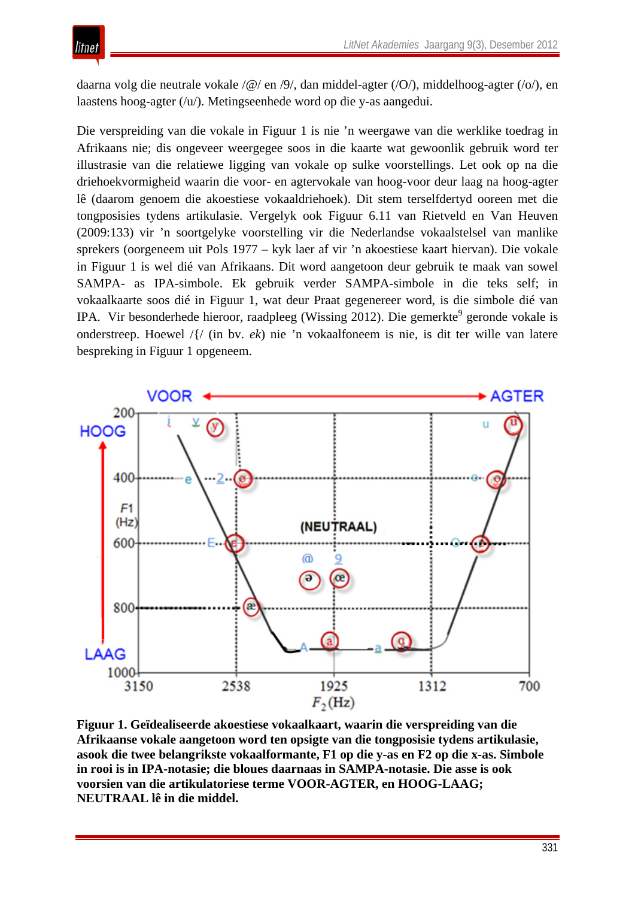daarna volg die neutrale vokale /@/ en /9/, dan middel-agter (/O/), middelhoog-agter (/o/), en laastens hoog-agter (/u/). Metingseenhede word op die y-as aangedui.

Die verspreiding van die vokale in Figuur 1 is nie 'n weergawe van die werklike toedrag in Afrikaans nie; dis ongeveer weergegee soos in die kaarte wat gewoonlik gebruik word ter illustrasie van die relatiewe ligging van vokale op sulke voorstellings. Let ook op na die driehoekvormigheid waarin die voor- en agtervokale van hoog-voor deur laag na hoog-agter lê (daarom genoem die akoestiese vokaaldriehoek). Dit stem terselfdertyd ooreen met die tongposisies tydens artikulasie. Vergelyk ook Figuur 6.11 van Rietveld en Van Heuven (2009:133) vir 'n soortgelyke voorstelling vir die Nederlandse vokaalstelsel van manlike sprekers (oorgeneem uit Pols 1977 – kyk laer af vir 'n akoestiese kaart hiervan). Die vokale in Figuur 1 is wel dié van Afrikaans. Dit word aangetoon deur gebruik te maak van sowel SAMPA- as IPA-simbole. Ek gebruik verder SAMPA-simbole in die teks self; in vokaalkaarte soos dié in Figuur 1, wat deur Praat gegenereer word, is die simbole dié van IPA. Vir besonderhede hieroor, raadpleeg (Wissing 2012). Die gemerkte[9] geronde vokale is onderstreep. Hoewel /{/ (in bv. *ek*) nie 'n vokaalfoneem is nie, is dit ter wille van latere bespreking in Figuur 1 opgeneem.

**Figuur 1. Geïdealiseerde akoestiese vokaalkaart, waarin die verspreiding van die Afrikaanse vokale aangetoon word ten opsigte van die tongposisie tydens artikulasie, asook die twee belangrikste vokaalformante, F1 op die y-as en F2 op die x-as. Simbole in rooi is in IPA-notasie; die bloues daarnaas in SAMPA-notasie. Die asse is ook voorsien van die artikulatoriese terme VOOR-AGTER, en HOOG-LAAG; NEUTRAAL lê in die middel.**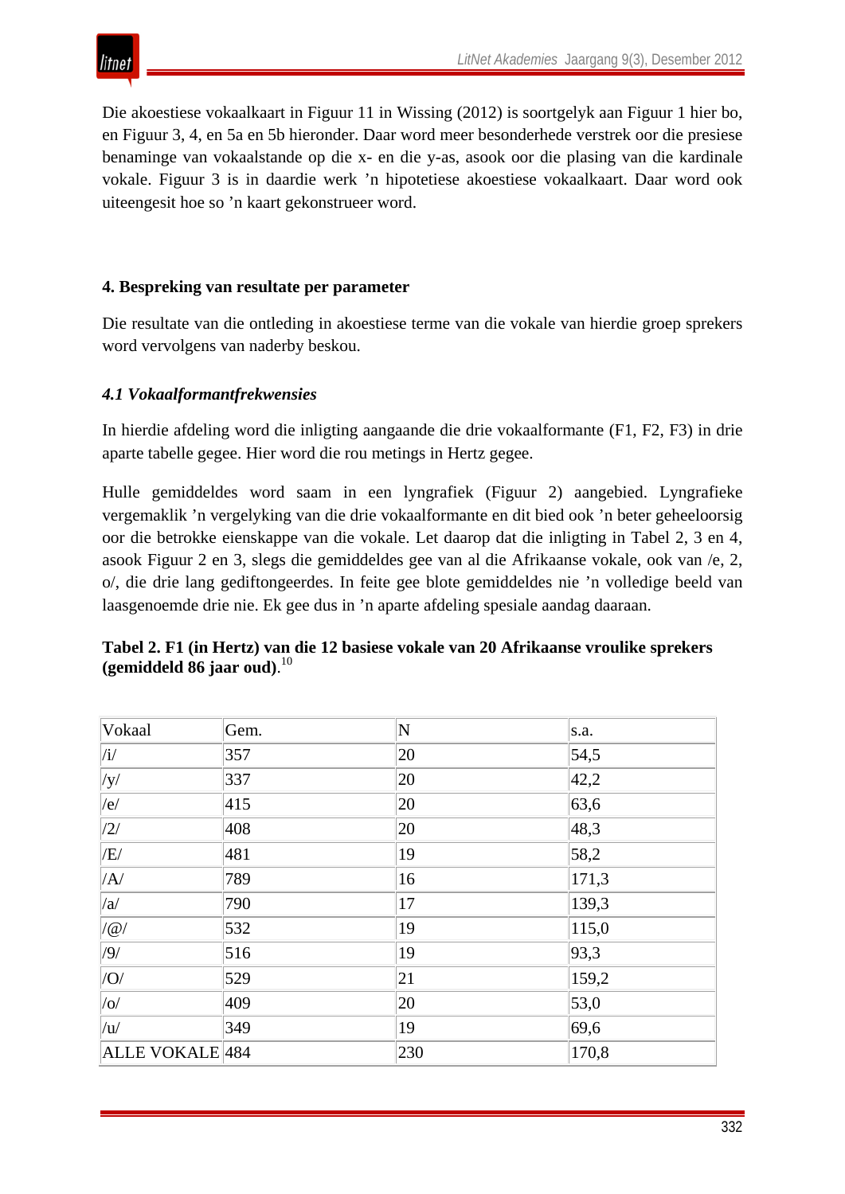Die akoestiese vokaalkaart in Figuur 11 in Wissing (2012) is soortgelyk aan Figuur 1 hier bo, en Figuur 3, 4, en 5a en 5b hieronder. Daar word meer besonderhede verstrek oor die presiese benaminge van vokaalstande op die x- en die y-as, asook oor die plasing van die kardinale vokale. Figuur 3 is in daardie werk 'n hipotetiese akoestiese vokaalkaart. Daar word ook uiteengesit hoe so 'n kaart gekonstrueer word.

## 4. Bespreking van resultate per parameter

Die resultate van die ontleding in akoestiese terme van die vokale van hierdie groep sprekers word vervolgens van naderby beskou.

### *4.1 Vokaalformantfrekwensies*

In hierdie afdeling word die inligting aangaande die drie vokaalformante (F1, F2, F3) in drie aparte tabelle gegee. Hier word die rou metings in Hertz gegee.

Hulle gemiddeldes word saam in een lyngrafiek (Figuur 2) aangebied. Lyngrafieke vergemaklik 'n vergelyking van die drie vokaalformante en dit bied ook 'n beter geheeloorsig oor die betrokke eienskappe van die vokale. Let daarop dat die inligting in Tabel 2, 3 en 4, asook Figuur 2 en 3, slegs die gemiddeldes gee van al die Afrikaanse vokale, ook van /e, 2, o/, die drie lang gediftongeerdes. In feite gee blote gemiddeldes nie 'n volledige beeld van laasgenoemde drie nie. Ek gee dus in 'n aparte afdeling spesiale aandag daaraan.

**Tabel 2. F1 (in Hertz) van die 12 basiese vokale van 20 Afrikaanse vroulike sprekers (gemiddeld 86 jaar oud)**.[10]

| Vokaal | Gem. | N | s.a. |
|---|---|---|---|
| /i/ | 357 | 20 | 54,5 |
| /y/ | 337 | 20 | 42,2 |
| /e/ | 415 | 20 | 63,6 |
| /2/ | 408 | 20 | 48,3 |
| /E/ | 481 | 19 | 58,2 |
| /A/ | 789 | 16 | 171,3 |
| /a/ | 790 | 17 | 139,3 |
| /@/ | 532 | 19 | 115,0 |
| /9/ | 516 | 19 | 93,3 |
| /O/ | 529 | 21 | 159,2 |
| /o/ | 409 | 20 | 53,0 |
| /u/ | 349 | 19 | 69,6 |
| ALLE VOKALE | 484 | 230 | 170,8 |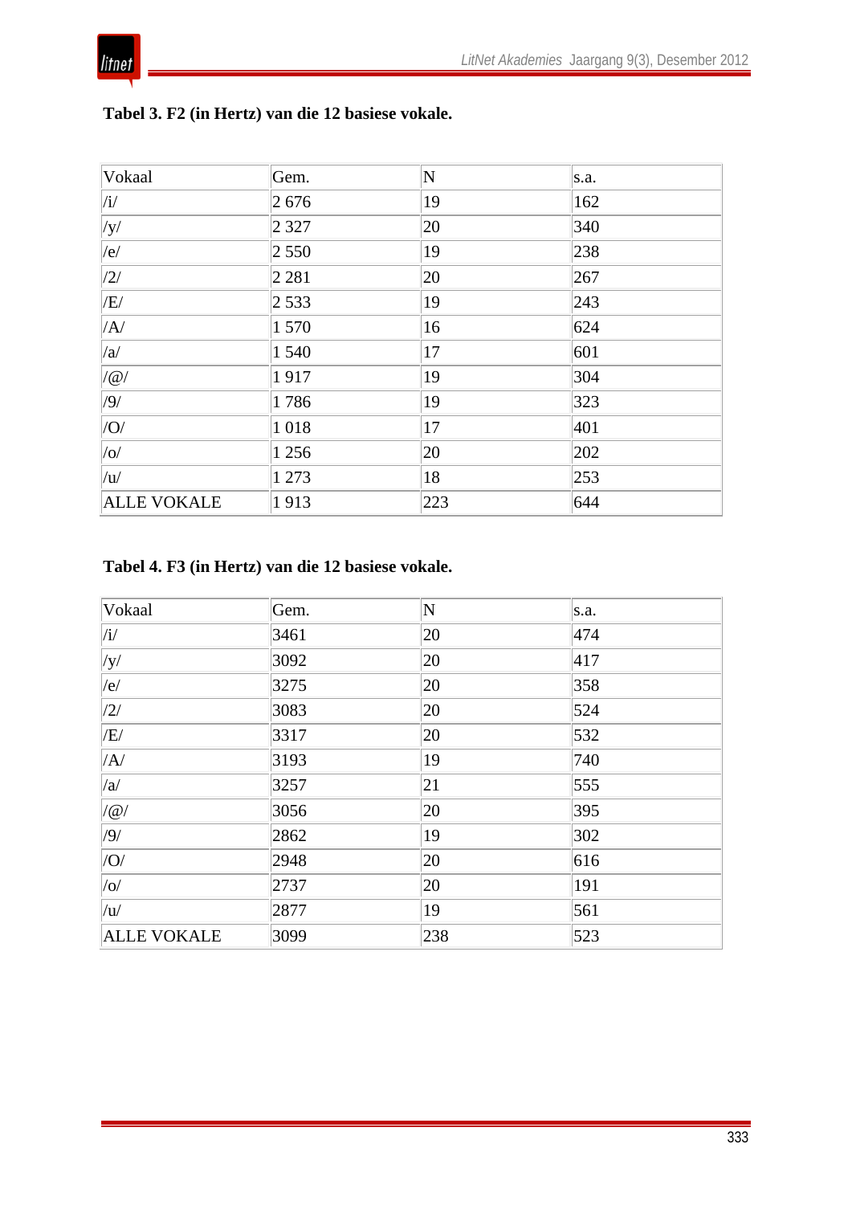**Tabel 3. F2 (in Hertz) van die 12 basiese vokale.**

| Vokaal | Gem. | N | s.a. |
|---|---|---|---|
| /i/ | 2 676 | 19 | 162 |
| /y/ | 2 327 | 20 | 340 |
| /e/ | 2 550 | 19 | 238 |
| /2/ | 2 281 | 20 | 267 |
| /E/ | 2 533 | 19 | 243 |
| /A/ | 1 570 | 16 | 624 |
| /a/ | 1 540 | 17 | 601 |
| /@/ | 1 917 | 19 | 304 |
| /9/ | 1 786 | 19 | 323 |
| /O/ | 1 018 | 17 | 401 |
| /o/ | 1 256 | 20 | 202 |
| /u/ | 1 273 | 18 | 253 |
| ALLE VOKALE | 1 913 | 223 | 644 |

**Tabel 4. F3 (in Hertz) van die 12 basiese vokale.**

| Vokaal | Gem. | N | s.a. |
|---|---|---|---|
| /i/ | 3461 | 20 | 474 |
| /y/ | 3092 | 20 | 417 |
| /e/ | 3275 | 20 | 358 |
| /2/ | 3083 | 20 | 524 |
| /E/ | 3317 | 20 | 532 |
| /A/ | 3193 | 19 | 740 |
| /a/ | 3257 | 21 | 555 |
| /@/ | 3056 | 20 | 395 |
| /9/ | 2862 | 19 | 302 |
| /O/ | 2948 | 20 | 616 |
| /o/ | 2737 | 20 | 191 |
| /u/ | 2877 | 19 | 561 |
| ALLE VOKALE | 3099 | 238 | 523 |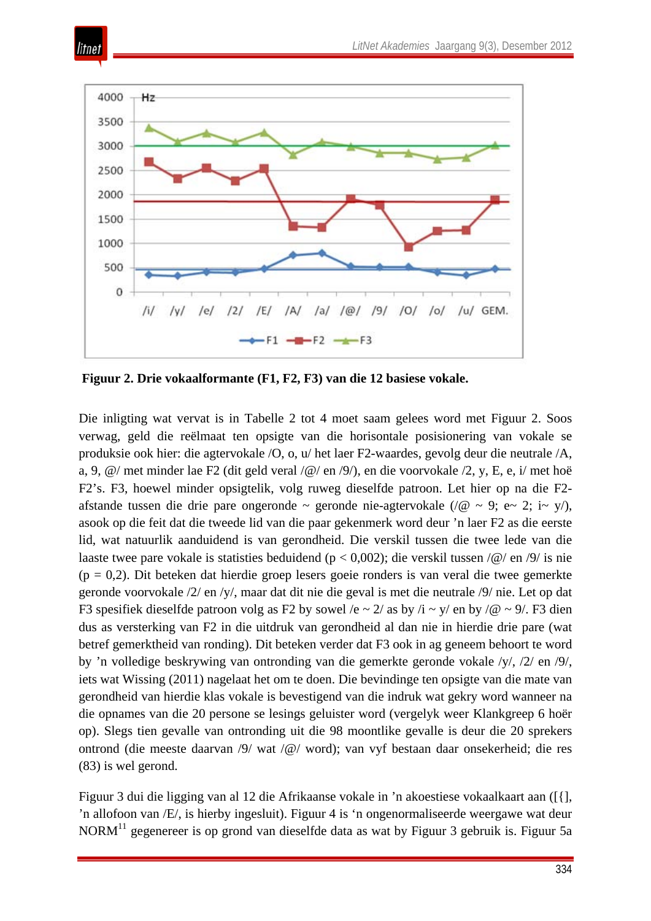**Figuur 2. Drie vokaalformante (F1, F2, F3) van die 12 basiese vokale.**

Die inligting wat vervat is in Tabelle 2 tot 4 moet saam gelees word met Figuur 2. Soos verwag, geld die reëlmaat ten opsigte van die horisontale posisionering van vokale se produksie ook hier: die agtervokale /O, o, u/ het laer F2-waardes, gevolg deur die neutrale /A, a, 9, @/ met minder lae F2 (dit geld veral /@/ en /9/), en die voorvokale /2, y, E, e, i/ met hoë F2's. F3, hoewel minder opsigtelik, volg rueweg dieselfde patroon. Let hier op na die F2-afstande tussen die drie pare ongeronde ~ geronde nie-agtervokale (/@ ~ 9; e~ 2; i~ y/), asook op die feit dat die tweede lid van die paar gekenmerk word deur 'n laer F2 as die eerste lid, wat natuurlik aanduidend is van gerondheid. Die verskil tussen die twee lede van die laaste twee pare vokale is statisties beduidend ($p < 0{,}002$); die verskil tussen /@/ en /9/ is nie ($p = 0{,}2$). Dit beteken dat hierdie groep lesers goeie ronders is van veral die twee gemerkte geronde voorvokale /2/ en /y/, maar dat dit nie die geval is met die neutrale /9/ nie. Let op dat F3 spesifiek dieselfde patroon volg as F2 by sowel /e ~ 2/ as by /i ~ y/ en by /@ ~ 9/. F3 dien dus as versterking van F2 in die uitdruk van gerondheid al dan nie in hierdie drie pare (wat betref gemerktheid van ronding). Dit beteken verder dat F3 ook in ag geneem behoort te word by 'n volledige beskrywing van ontronding van die gemerkte geronde vokale /y/, /2/ en /9/, iets wat Wissing (2011) nagelaat het om te doen. Die bevindinge ten opsigte van die mate van gerondheid van hierdie klas vokale is bevestigend van die indruk wat gekry word wanneer na die opnames van die 20 persone se lesings geluister word (vergelyk weer Klankgreep 6 hoër op). Slegs tien gevalle van ontronding uit die 98 moontlike gevalle is deur die 20 sprekers ontrond (die meeste daarvan /9/ wat /@/ word); van vyf bestaan daar onsekerheid; die res (83) is wel gerond.

Figuur 3 dui die ligging van al 12 die Afrikaanse vokale in 'n akoestiese vokaalkaart aan ([{], 'n allofoon van /E/, is hierby ingesluit). Figuur 4 is 'n ongenormaliseerde weergawe wat deur NORM[11] gegenereer is op grond van dieselfde data as wat by Figuur 3 gebruik is. Figuur 5a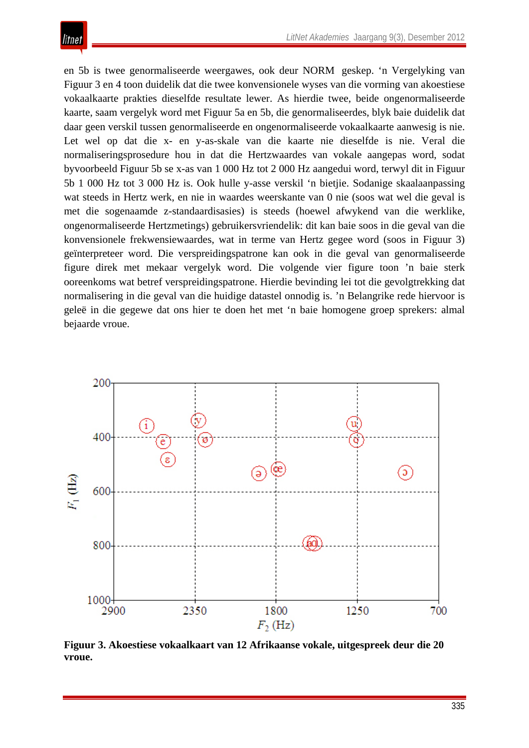en 5b is twee genormaliseerde weergawes, ook deur NORM geskep. ‘n Vergelyking van Figuur 3 en 4 toon duidelik dat die twee konvensionele wyses van die vorming van akoestiese vokaalkaarte prakties dieselfde resultate lewer. As hierdie twee, beide ongenormaliseerde kaarte, saam vergelyk word met Figuur 5a en 5b, die genormaliseerdes, blyk baie duidelik dat daar geen verskil tussen genormaliseerde en ongenormaliseerde vokaalkaarte aanwesig is nie. Let wel op dat die x- en y-as-skale van die kaarte nie dieselfde is nie. Veral die normaliseringsprosedure hou in dat die Hertzwaardes van vokale aangepas word, sodat byvoorbeeld Figuur 5b se x-as van 1 000 Hz tot 2 000 Hz aangedui word, terwyl dit in Figuur 5b 1 000 Hz tot 3 000 Hz is. Ook hulle y-asse verskil ‘n bietjie. Sodanige skaalaanpassing wat steeds in Hertz werk, en nie in waardes weerskante van 0 nie (soos wat wel die geval is met die sogenaamde z-standaardisasies) is steeds (hoewel afwykend van die werklike, ongenormaliseerde Hertzmetings) gebruikersvriendelik: dit kan baie soos in die geval van die konvensionele frekwensiewaardes, wat in terme van Hertz gegee word (soos in Figuur 3) geïnterpreteer word. Die verspreidingspatrone kan ook in die geval van genormaliseerde figure direk met mekaar vergelyk word. Die volgende vier figure toon ’n baie sterk ooreenkoms wat betref verspreidingspatrone. Hierdie bevinding lei tot die gevolgtrekking dat normalisering in die geval van die huidige datastel onnodig is. ’n Belangrike rede hiervoor is geleë in die gegewe dat ons hier te doen het met ‘n baie homogene groep sprekers: almal bejaarde vroue.

**Figuur 3. Akoestiese vokaalkaart van 12 Afrikaanse vokale, uitgespreek deur die 20 vroue.**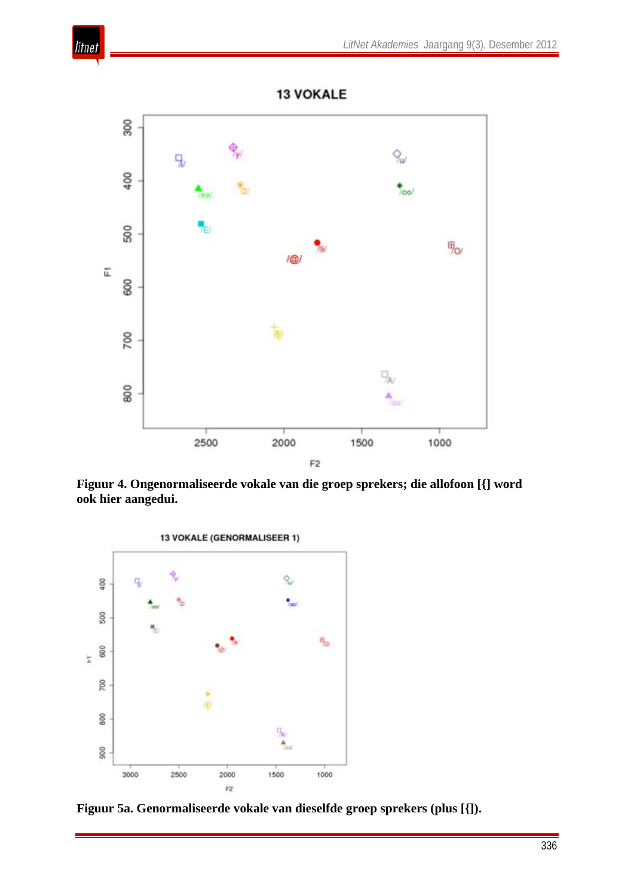**Figuur 4. Ongenormaliseerde vokale van die groep sprekers; die allofoon [{] word ook hier aangedui.**

**Figuur 5a. Genormaliseerde vokale van dieselfde groep sprekers (plus [{]).**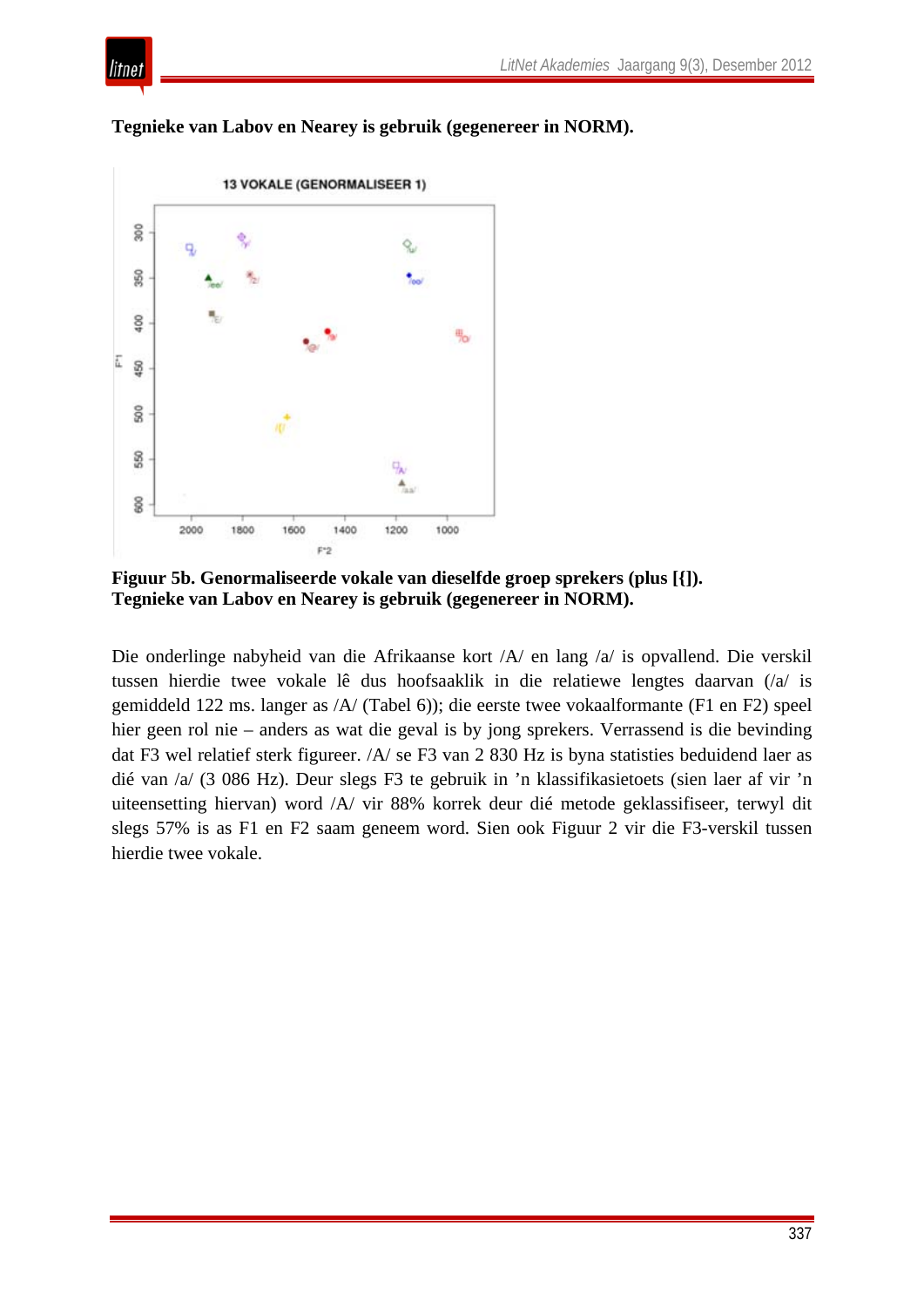**Tegnieke van Labov en Nearey is gebruik (gegenereer in NORM).**

**Figuur 5b. Genormaliseerde vokale van dieselfde groep sprekers (plus [ɪ]). Tegnieke van Labov en Nearey is gebruik (gegenereer in NORM).**

Die onderlinge nabyheid van die Afrikaanse kort /A/ en lang /a/ is opvallend. Die verskil tussen hierdie twee vokale lê dus hoofsaaklik in die relatiewe lengtes daarvan (/a/ is gemiddeld 122 ms. langer as /A/ (Tabel 6)); die eerste twee vokaalformante (F1 en F2) speel hier geen rol nie – anders as wat die geval is by jong sprekers. Verrassend is die bevinding dat F3 wel relatief sterk figureer. /A/ se F3 van 2 830 Hz is byna statisties beduidend laer as dié van /a/ (3 086 Hz). Deur slegs F3 te gebruik in ’n klassifikasietoets (sien laer af vir ’n uiteensetting hiervan) word /A/ vir 88% korrek deur dié metode geklassifiseer, terwyl dit slegs 57% is as F1 en F2 saam geneem word. Sien ook Figuur 2 vir die F3-verskil tussen hierdie twee vokale.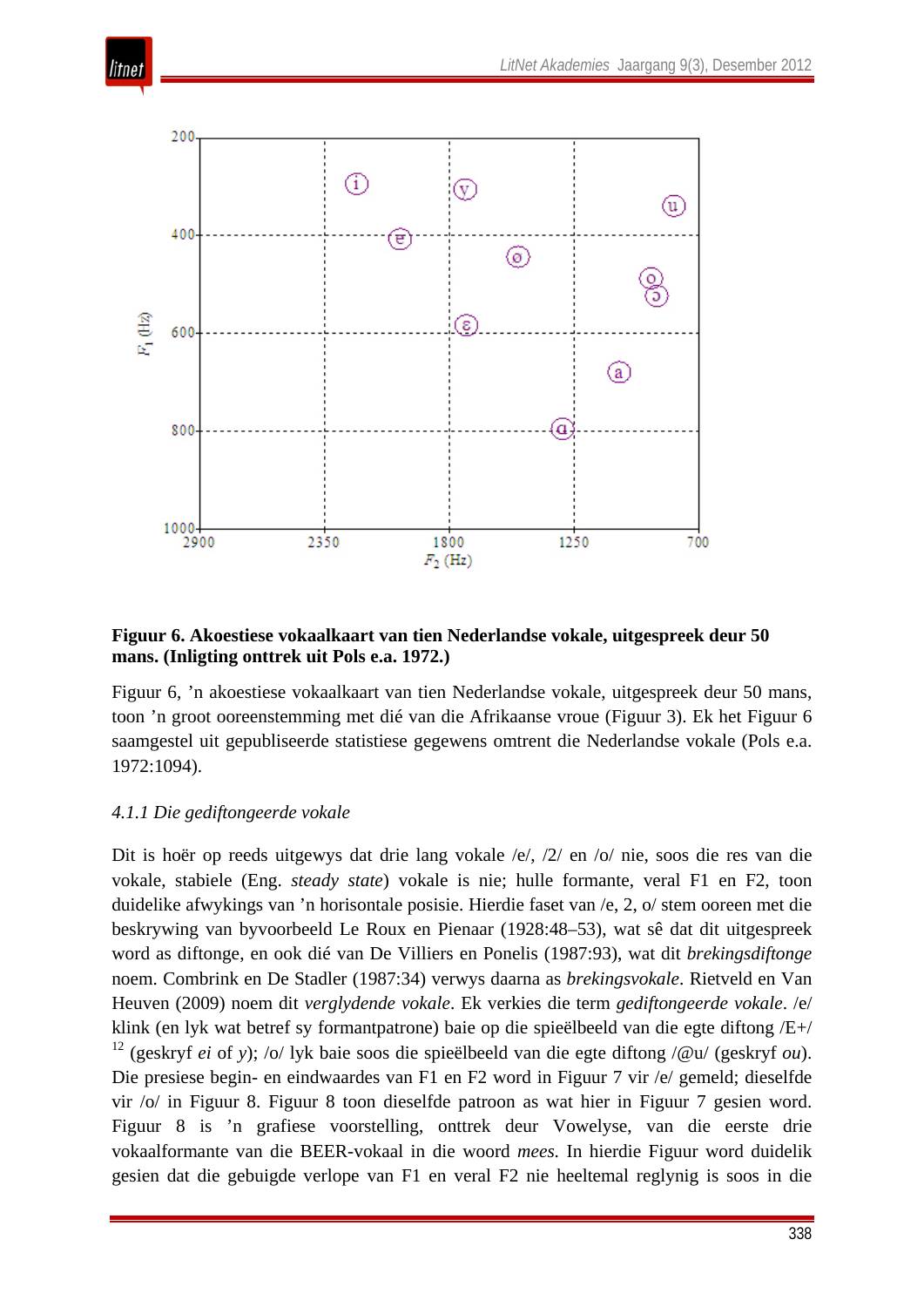**Figuur 6. Akoestiese vokaalkaart van tien Nederlandse vokale, uitgespreek deur 50 mans. (Inligting onttrek uit Pols e.a. 1972.)**

Figuur 6, 'n akoestiese vokaalkaart van tien Nederlandse vokale, uitgespreek deur 50 mans, toon 'n groot ooreenstemming met dié van die Afrikaanse vroue (Figuur 3). Ek het Figuur 6 saamgestel uit gepubliseerde statistiese gegewens omtrent die Nederlandse vokale (Pols e.a. 1972:1094).

*4.1.1 Die gediftongeerde vokale*

Dit is hoër op reeds uitgewys dat drie lang vokale /e/, /2/ en /o/ nie, soos die res van die vokale, stabiele (Eng. *steady state*) vokale is nie; hulle formante, veral F1 en F2, toon duidelike afwykings van 'n horisontale posisie. Hierdie faset van /e, 2, o/ stem ooreen met die beskrywing van byvoorbeeld Le Roux en Pienaar (1928:48–53), wat sê dat dit uitgespreek word as diftonge, en ook dié van De Villiers en Ponelis (1987:93), wat dit *brekingsdiftonge* noem. Combrink en De Stadler (1987:34) verwys daarna as *brekingsvokale*. Rietveld en Van Heuven (2009) noem dit *verglydende vokale*. Ek verkies die term *gediftongeerde vokale*. /e/ klink (en lyk wat betref sy formantpatrone) baie op die spieëlbeeld van die egte diftong /E+/ [12] (geskryf *ei* of *y*); /o/ lyk baie soos die spieëlbeeld van die egte diftong /@u/ (geskryf *ou*). Die presiese begin- en eindwaardes van F1 en F2 word in Figuur 7 vir /e/ gemeld; dieselfde vir /o/ in Figuur 8. Figuur 8 toon dieselfde patroon as wat hier in Figuur 7 gesien word. Figuur 8 is 'n grafiese voorstelling, onttrek deur Vowelyse, van die eerste drie vokaalformante van die BEER-vokaal in die woord *mees.* In hierdie Figuur word duidelik gesien dat die gebuigde verlope van F1 en veral F2 nie heeltemal reglynig is soos in die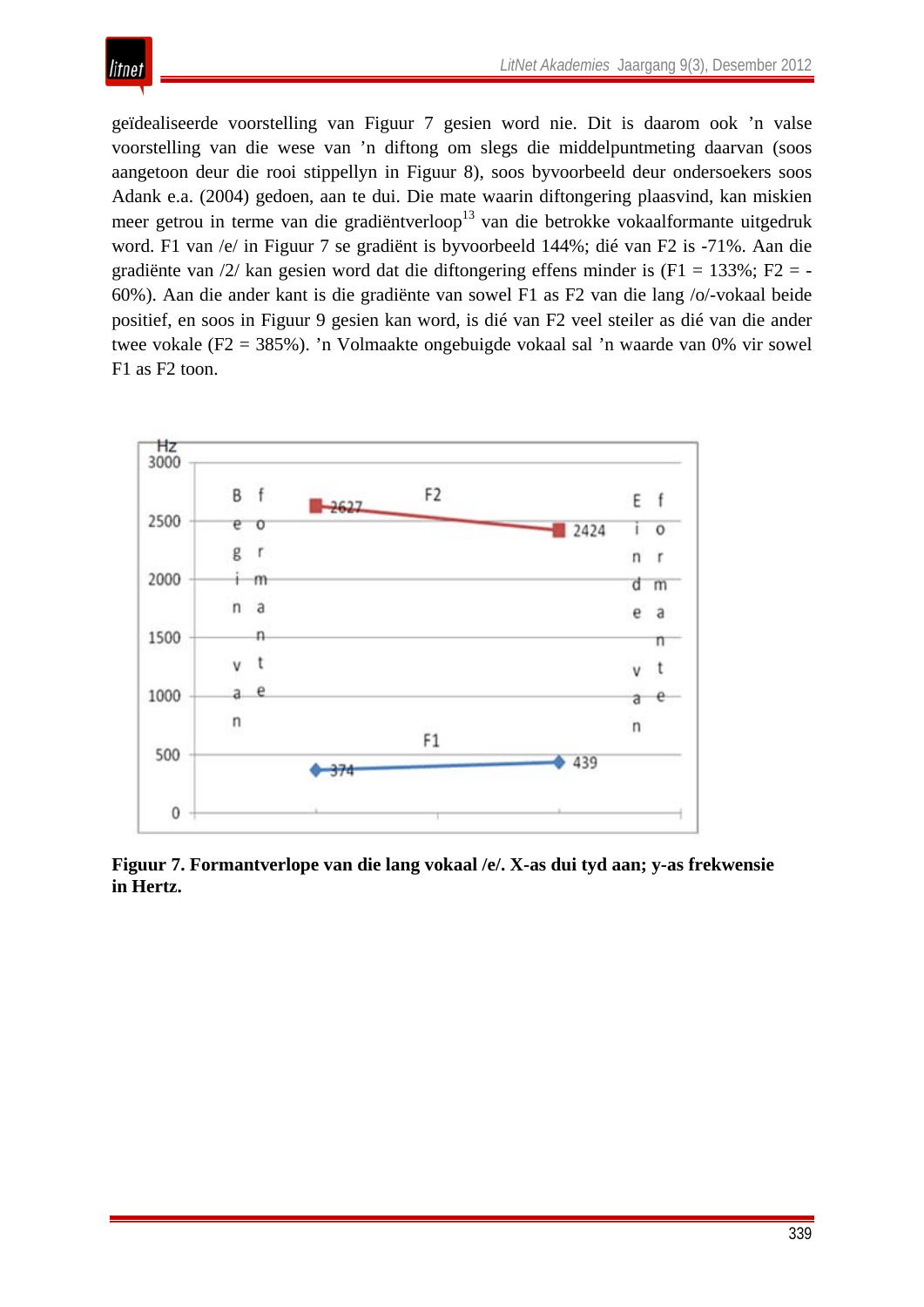geïdealiseerde voorstelling van Figuur 7 gesien word nie. Dit is daarom ook ’n valse voorstelling van die wese van ’n diftong om slegs die middelpuntmeting daarvan (soos aangetoon deur die rooi stippellyn in Figuur 8), soos byvoorbeeld deur ondersoekers soos Adank e.a. (2004) gedoen, aan te dui. Die mate waarin diftongering plaasvind, kan miskien meer getrou in terme van die gradiëntverloop[13] van die betrokke vokaalformante uitgedruk word. F1 van /e/ in Figuur 7 se gradiënt is byvoorbeeld 144%; dié van F2 is -71%. Aan die gradiënte van /2/ kan gesien word dat die diftongering effens minder is (F1 = 133%; F2 = -60%). Aan die ander kant is die gradiënte van sowel F1 as F2 van die lang /o/-vokaal beide positief, en soos in Figuur 9 gesien kan word, is dié van F2 veel steiler as dié van die ander twee vokale (F2 = 385%). ’n Volmaakte ongebuigde vokaal sal ’n waarde van 0% vir sowel F1 as F2 toon.

**Figuur 7. Formantverlope van die lang vokaal /e/. X-as dui tyd aan; y-as frekwensie in Hertz.**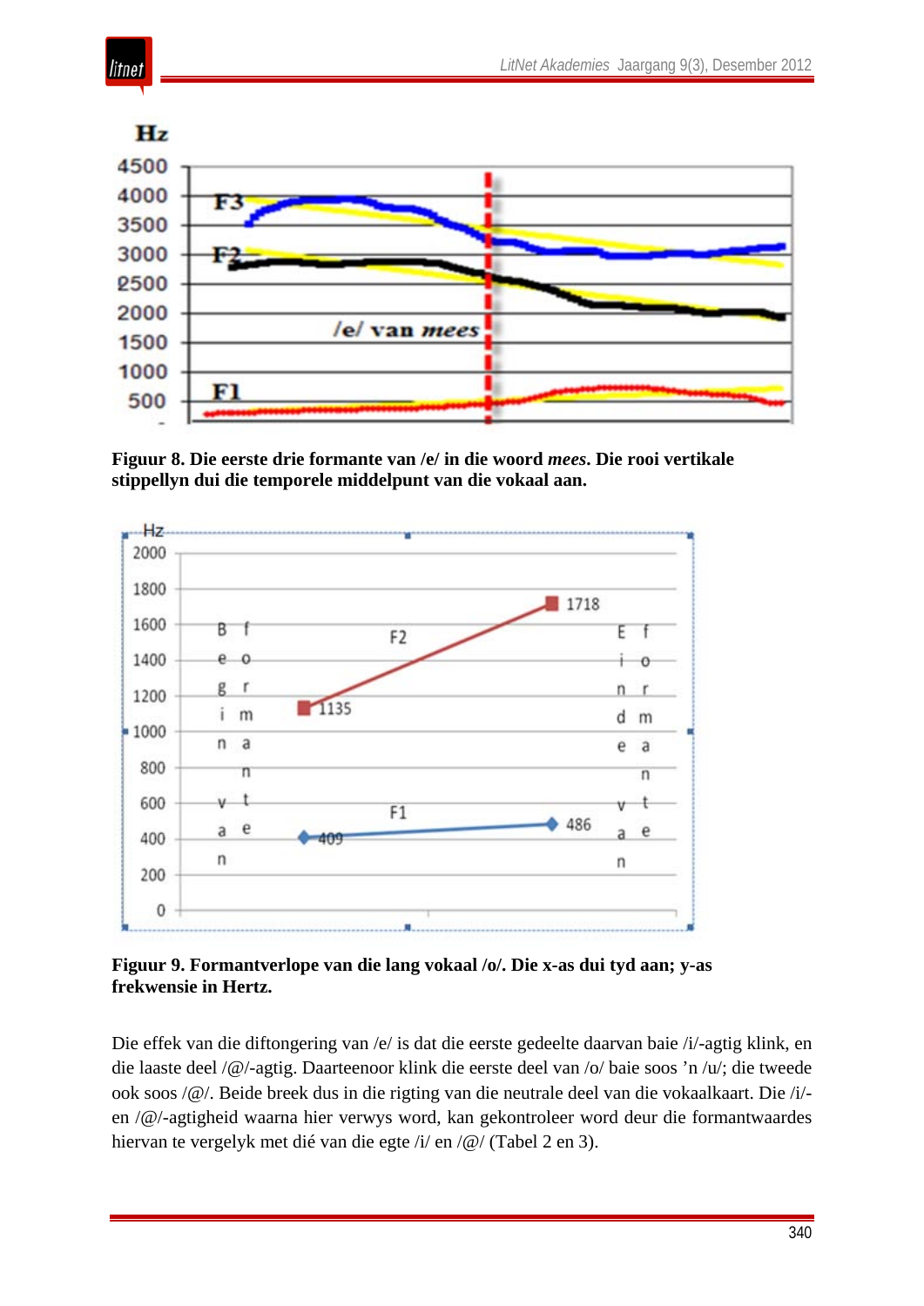**Figuur 8. Die eerste drie formante van /e/ in die woord *mees*. Die rooi vertikale stippellyn dui die temporele middelpunt van die vokaal aan.**

**Figuur 9. Formantverlope van die lang vokaal /o/. Die x-as dui tyd aan; y-as frekwensie in Hertz.**

Die effek van die diftongering van /e/ is dat die eerste gedeelte daarvan baie /i/-agtig klink, en die laaste deel /@/-agtig. Daarteenoor klink die eerste deel van /o/ baie soos 'n /u/; die tweede ook soos /@/. Beide breek dus in die rigting van die neutrale deel van die vokaalkaart. Die /i/- en /@/-agtigheid waarna hier verwys word, kan gekontroleer word deur die formantwaardes hiervan te vergelyk met dié van die egte /i/ en /@/ (Tabel 2 en 3).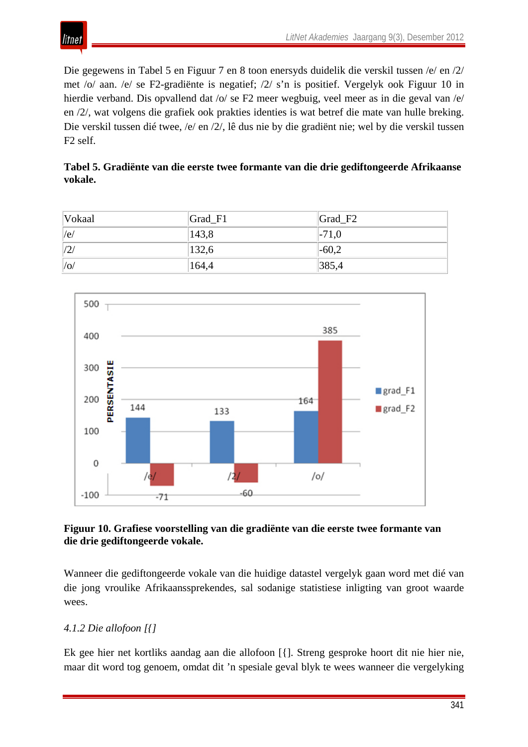Die gegewens in Tabel 5 en Figuur 7 en 8 toon enersyds duidelik die verskil tussen /e/ en /2/ met /o/ aan. /e/ se F2-gradiënte is negatief; /2/ s'n is positief. Vergelyk ook Figuur 10 in hierdie verband. Dis opvallend dat /o/ se F2 meer wegbuig, veel meer as in die geval van /e/ en /2/, wat volgens die grafiek ook prakties identies is wat betref die mate van hulle breking. Die verskil tussen dié twee, /e/ en /2/, lê dus nie by die gradiënt nie; wel by die verskil tussen F2 self.

**Tabel 5. Gradiënte van die eerste twee formante van die drie gediftongeerde Afrikaanse vokale.**

| Vokaal | Grad_F1 | Grad_F2 |
|---|---|---|
| /e/ | 143,8 | -71,0 |
| /2/ | 132,6 | -60,2 |
| /o/ | 164,4 | 385,4 |

**Figuur 10. Grafiese voorstelling van die gradiënte van die eerste twee formante van die drie gediftongeerde vokale.**

Wanneer die gediftongeerde vokale van die huidige datastel vergelyk gaan word met dié van die jong vroulike Afrikaanssprekendes, sal sodanige statistiese inligting van groot waarde wees.

*4.1.2 Die allofoon [{]*

Ek gee hier net kortliks aandag aan die allofoon [{]. Streng gesproke hoort dit nie hier nie, maar dit word tog genoem, omdat dit 'n spesiale geval blyk te wees wanneer die vergelyking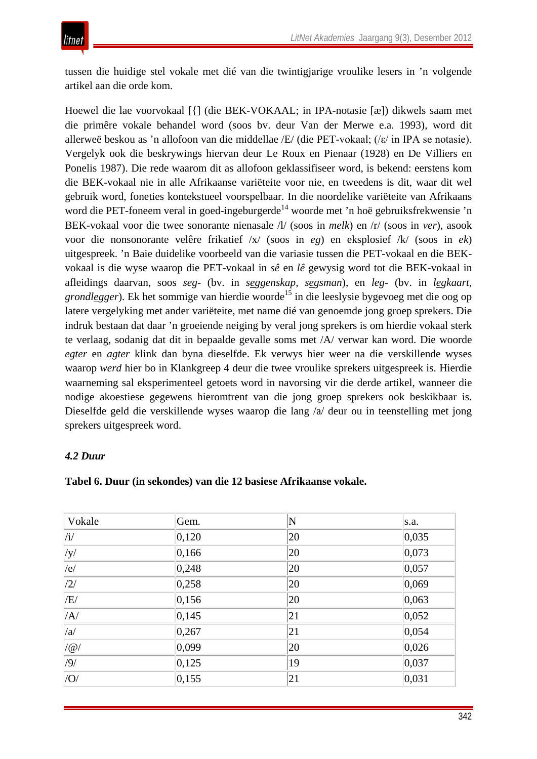tussen die huidige stel vokale met dié van die twintigjarige vroulike lesers in ’n volgende artikel aan die orde kom.

Hoewel die lae voorvokaal [{] (die BEK-VOKAAL; in IPA-notasie [æ]) dikwels saam met die primêre vokale behandel word (soos bv. deur Van der Merwe e.a. 1993), word dit allerweë beskou as ’n allofoon van die middellae /E/ (die PET-vokaal; (/ε/ in IPA se notasie). Vergelyk ook die beskrywings hiervan deur Le Roux en Pienaar (1928) en De Villiers en Ponelis 1987). Die rede waarom dit as allofoon geklassifiseer word, is bekend: eerstens kom die BEK-vokaal nie in alle Afrikaanse variëteite voor nie, en tweedens is dit, waar dit wel gebruik word, foneties kontekstueel voorspelbaar. In die noordelike variëteite van Afrikaans word die PET-foneem veral in goed-ingeburgerde[14] woorde met ’n hoë gebruiksfrekwensie ’n BEK-vokaal voor die twee sonorante nienasale /l/ (soos in *melk*) en /r/ (soos in *ver*), asook voor die nonsonorante velêre frikatief /x/ (soos in *eg*) en eksplosief /k/ (soos in *ek*) uitgespreek. ’n Baie duidelike voorbeeld van die variasie tussen die PET-vokaal en die BEK-vokaal is die wyse waarop die PET-vokaal in *sê* en *lê* gewysig word tot die BEK-vokaal in afleidings daarvan, soos *seg-* (bv. in *s<u>e</u>ggenskap*, *s<u>e</u>gsman*), en *leg-* (bv. in *l<u>e</u>gkaart*, *grondl<u>e</u>gger*). Ek het sommige van hierdie woorde[15] in die leeslysie bygevoeg met die oog op latere vergelyking met ander variëteite, met name dié van genoemde jong groep sprekers. Die indruk bestaan dat daar ’n groeiende neiging by veral jong sprekers is om hierdie vokaal sterk te verlaag, sodanig dat dit in bepaalde gevalle soms met /A/ verwar kan word. Die woorde *egter* en *agter* klink dan byna dieselfde. Ek verwys hier weer na die verskillende wyses waarop *werd* hier bo in Klankgreep 4 deur die twee vroulike sprekers uitgespreek is. Hierdie waarneming sal eksperimenteel getoets word in navorsing vir die derde artikel, wanneer die nodige akoestiese gegewens hieromtrent van die jong groep sprekers ook beskikbaar is. Dieselfde geld die verskillende wyses waarop die lang /a/ deur ou in teenstelling met jong sprekers uitgespreek word.

### *4.2 Duur*

**Tabel 6. Duur (in sekondes) van die 12 basiese Afrikaanse vokale.**

| Vokale | Gem. | N | s.a. |
|---|---|---|---|
| /i/ | 0,120 | 20 | 0,035 |
| /y/ | 0,166 | 20 | 0,073 |
| /e/ | 0,248 | 20 | 0,057 |
| /2/ | 0,258 | 20 | 0,069 |
| /E/ | 0,156 | 20 | 0,063 |
| /A/ | 0,145 | 21 | 0,052 |
| /a/ | 0,267 | 21 | 0,054 |
| /@/ | 0,099 | 20 | 0,026 |
| /9/ | 0,125 | 19 | 0,037 |
| /O/ | 0,155 | 21 | 0,031 |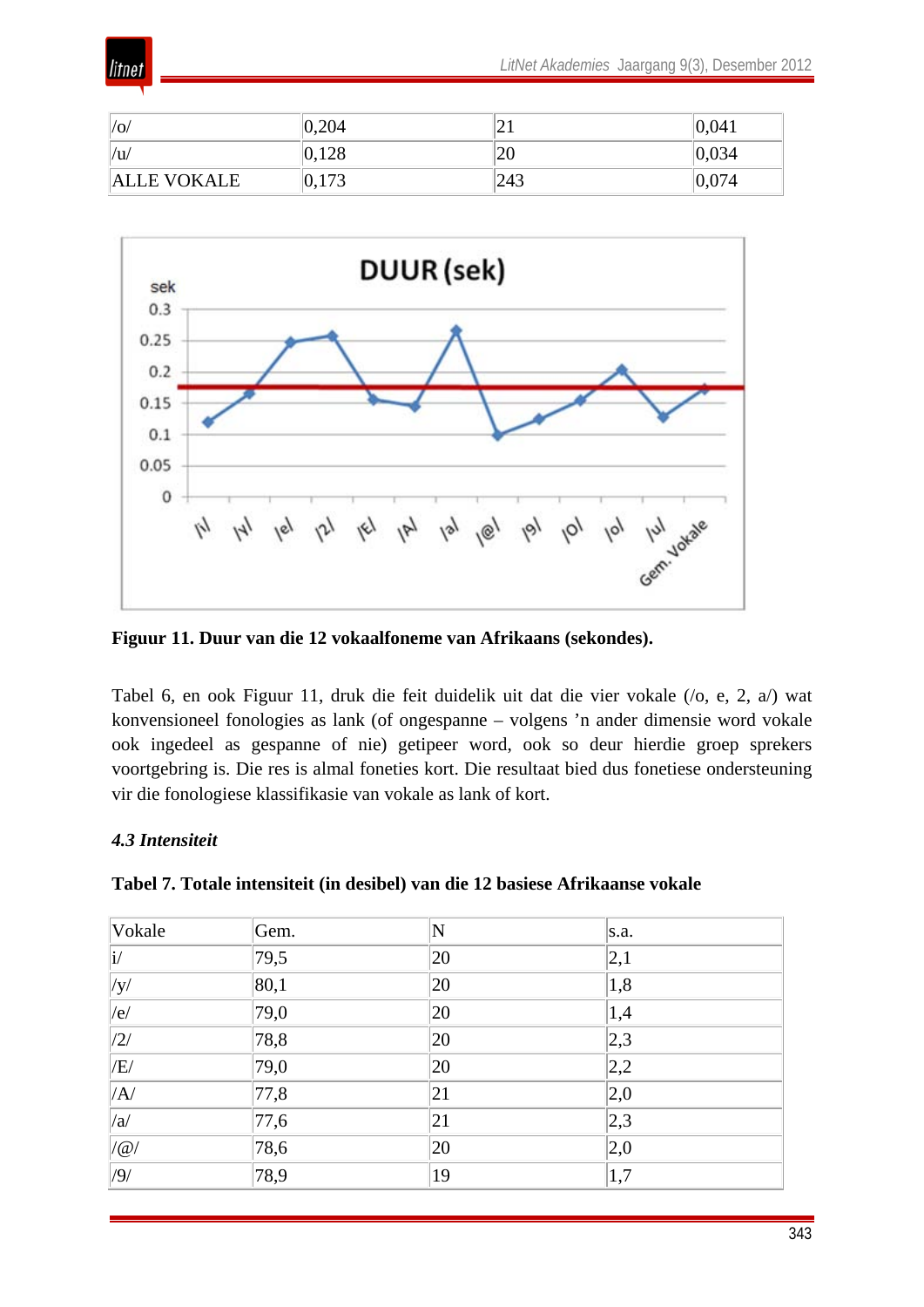| /o/ | 0,204 | 21 | 0,041 |
|---|---|---|---|
| /u/ | 0,128 | 20 | 0,034 |
| ALLE VOKALE | 0,173 | 243 | 0,074 |

**Figuur 11. Duur van die 12 vokaalfoneme van Afrikaans (sekondes).**

Tabel 6, en ook Figuur 11, druk die feit duidelik uit dat die vier vokale (/o, e, 2, a/) wat konvensioneel fonologies as lank (of ongespanne – volgens ’n ander dimensie word vokale ook ingedeel as gespanne of nie) getipeer word, ook so deur hierdie groep sprekers voortgebring is. Die res is almal foneties kort. Die resultaat bied dus fonetiese ondersteuning vir die fonologiese klassifikasie van vokale as lank of kort.

### *4.3 Intensiteit*

**Tabel 7. Totale intensiteit (in desibel) van die 12 basiese Afrikaanse vokale**

| Vokale | Gem. | N | s.a. |
|---|---|---|---|
| i/ | 79,5 | 20 | 2,1 |
| /y/ | 80,1 | 20 | 1,8 |
| /e/ | 79,0 | 20 | 1,4 |
| /2/ | 78,8 | 20 | 2,3 |
| /E/ | 79,0 | 20 | 2,2 |
| /A/ | 77,8 | 21 | 2,0 |
| /a/ | 77,6 | 21 | 2,3 |
| /@/ | 78,6 | 20 | 2,0 |
| /9/ | 78,9 | 19 | 1,7 |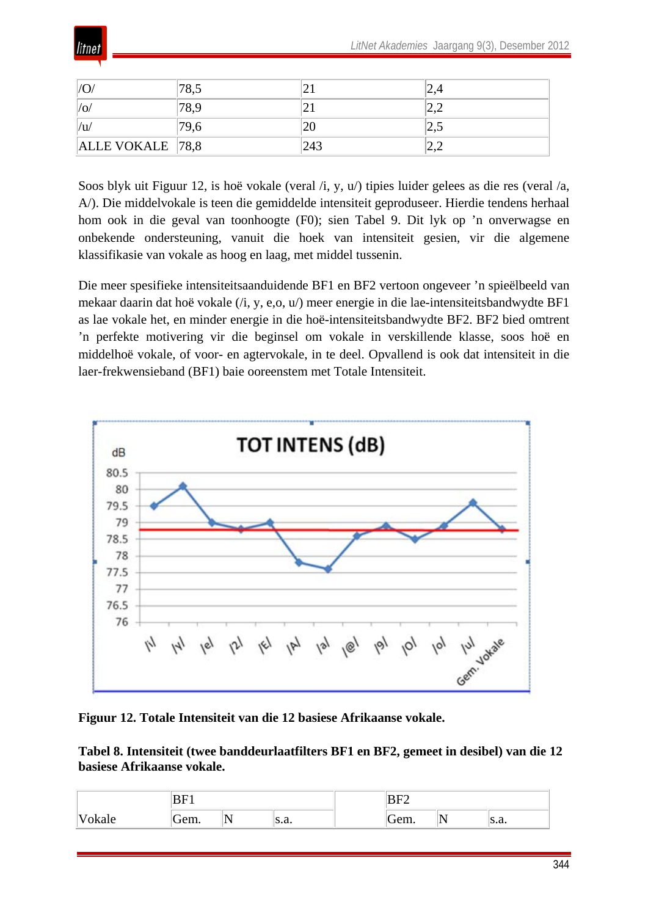| /O/ | 78,5 | 21 | 2,4 |
|---|---|---|---|
| /o/ | 78,9 | 21 | 2,2 |
| /u/ | 79,6 | 20 | 2,5 |
| ALLE VOKALE | 78,8 | 243 | 2,2 |

Soos blyk uit Figuur 12, is hoë vokale (veral /i, y, u/) tipies luider gelees as die res (veral /a, A/). Die middelvokale is teen die gemiddelde intensiteit geproduseer. Hierdie tendens herhaal hom ook in die geval van toonhoogte (F0); sien Tabel 9. Dit lyk op 'n onverwagse en onbekende ondersteuning, vanuit die hoek van intensiteit gesien, vir die algemene klassifikasie van vokale as hoog en laag, met middel tussenin.

Die meer spesifieke intensiteitsaanduidende BF1 en BF2 vertoon ongeveer 'n spieëlbeeld van mekaar daarin dat hoë vokale (/i, y, e,o, u/) meer energie in die lae-intensiteitsbandwydte BF1 as lae vokale het, en minder energie in die hoë-intensiteitsbandwydte BF2. BF2 bied omtrent 'n perfekte motivering vir die beginsel om vokale in verskillende klasse, soos hoë en middelhoë vokale, of voor- en agtervokale, in te deel. Opvallend is ook dat intensiteit in die laer-frekwensieband (BF1) baie ooreenstem met Totale Intensiteit.

**Figuur 12. Totale Intensiteit van die 12 basiese Afrikaanse vokale.**

**Tabel 8. Intensiteit (twee banddeurlaatfilters BF1 en BF2, gemeet in desibel) van die 12 basiese Afrikaanse vokale.**

| | BF1 | | | | BF2 | | |
|---|---|---|---|---|---|---|---|
| Vokale | Gem. | N | s.a. | | Gem. | N | s.a. |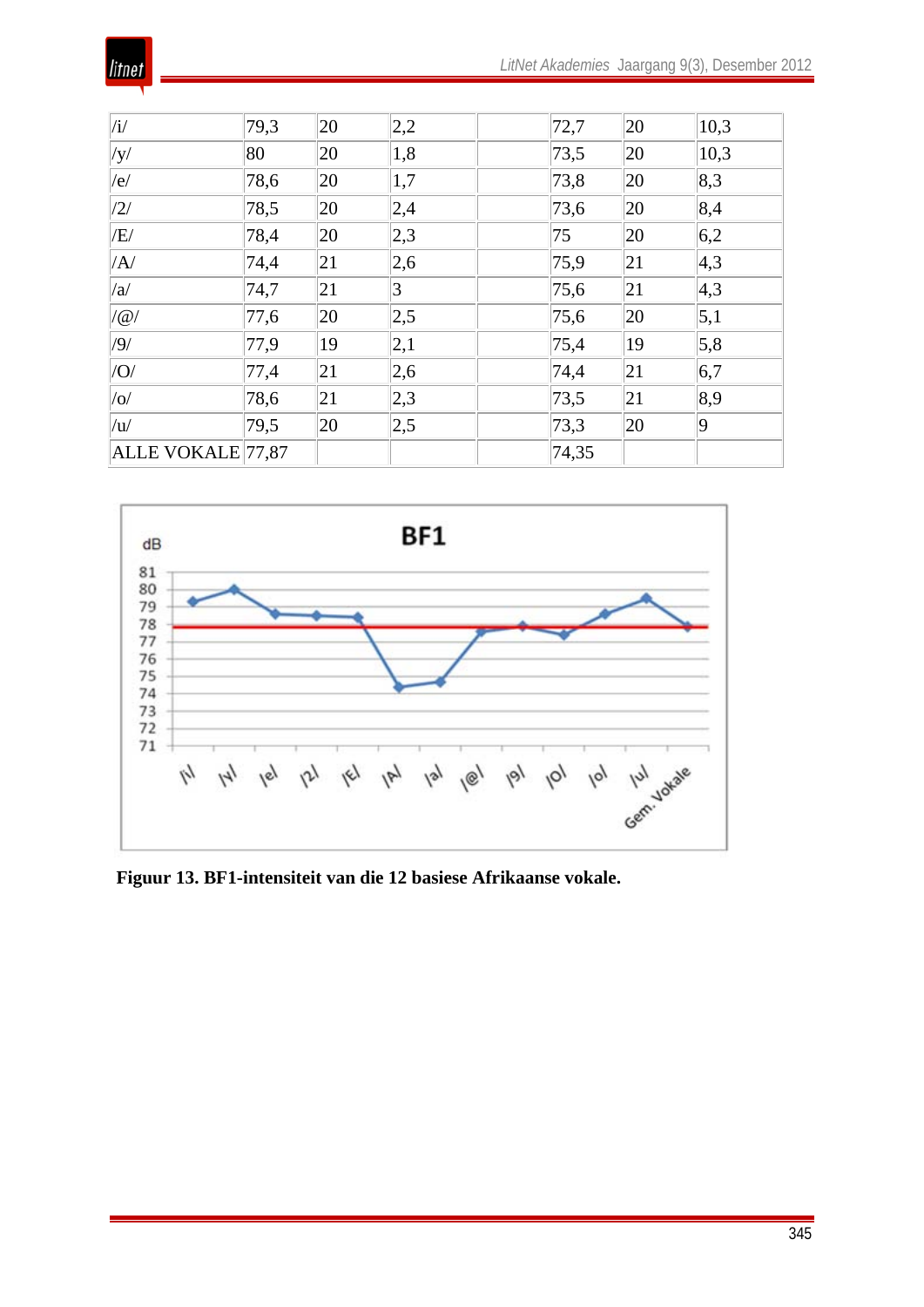| | | | | | | | |
|---|---|---|---|---|---|---|---|
| /i/ | 79,3 | 20 | 2,2 | | 72,7 | 20 | 10,3 |
| /y/ | 80 | 20 | 1,8 | | 73,5 | 20 | 10,3 |
| /e/ | 78,6 | 20 | 1,7 | | 73,8 | 20 | 8,3 |
| /2/ | 78,5 | 20 | 2,4 | | 73,6 | 20 | 8,4 |
| /E/ | 78,4 | 20 | 2,3 | | 75 | 20 | 6,2 |
| /A/ | 74,4 | 21 | 2,6 | | 75,9 | 21 | 4,3 |
| /a/ | 74,7 | 21 | 3 | | 75,6 | 21 | 4,3 |
| /@/ | 77,6 | 20 | 2,5 | | 75,6 | 20 | 5,1 |
| /9/ | 77,9 | 19 | 2,1 | | 75,4 | 19 | 5,8 |
| /O/ | 77,4 | 21 | 2,6 | | 74,4 | 21 | 6,7 |
| /o/ | 78,6 | 21 | 2,3 | | 73,5 | 21 | 8,9 |
| /u/ | 79,5 | 20 | 2,5 | | 73,3 | 20 | 9 |
| ALLE VOKALE | 77,87 | | | | 74,35 | | |

**Figuur 13. BF1-intensiteit van die 12 basiese Afrikaanse vokale.**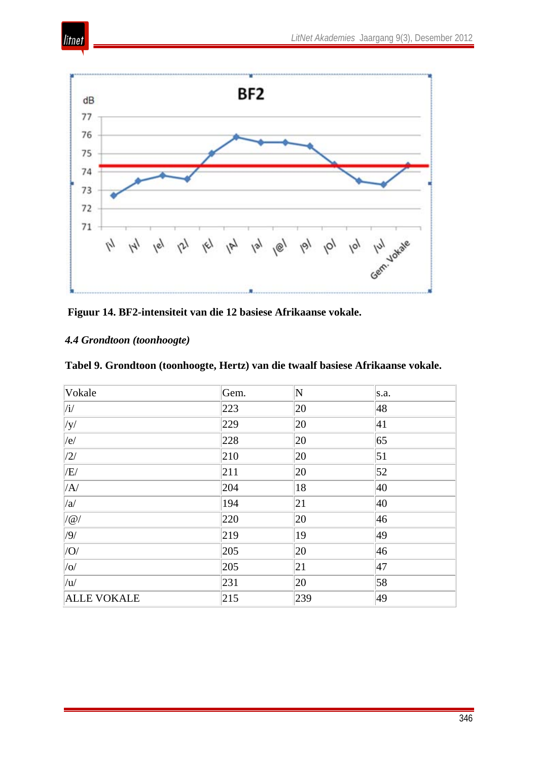**Figuur 14. BF2-intensiteit van die 12 basiese Afrikaanse vokale.**

### *4.4 Grondtoon (toonhoogte)*

**Tabel 9. Grondtoon (toonhoogte, Hertz) van die twaalf basiese Afrikaanse vokale.**

| Vokale | Gem. | N | s.a. |
|---|---|---|---|
| /i/ | 223 | 20 | 48 |
| /y/ | 229 | 20 | 41 |
| /e/ | 228 | 20 | 65 |
| /2/ | 210 | 20 | 51 |
| /E/ | 211 | 20 | 52 |
| /A/ | 204 | 18 | 40 |
| /a/ | 194 | 21 | 40 |
| /@/ | 220 | 20 | 46 |
| /9/ | 219 | 19 | 49 |
| /O/ | 205 | 20 | 46 |
| /o/ | 205 | 21 | 47 |
| /u/ | 231 | 20 | 58 |
| ALLE VOKALE | 215 | 239 | 49 |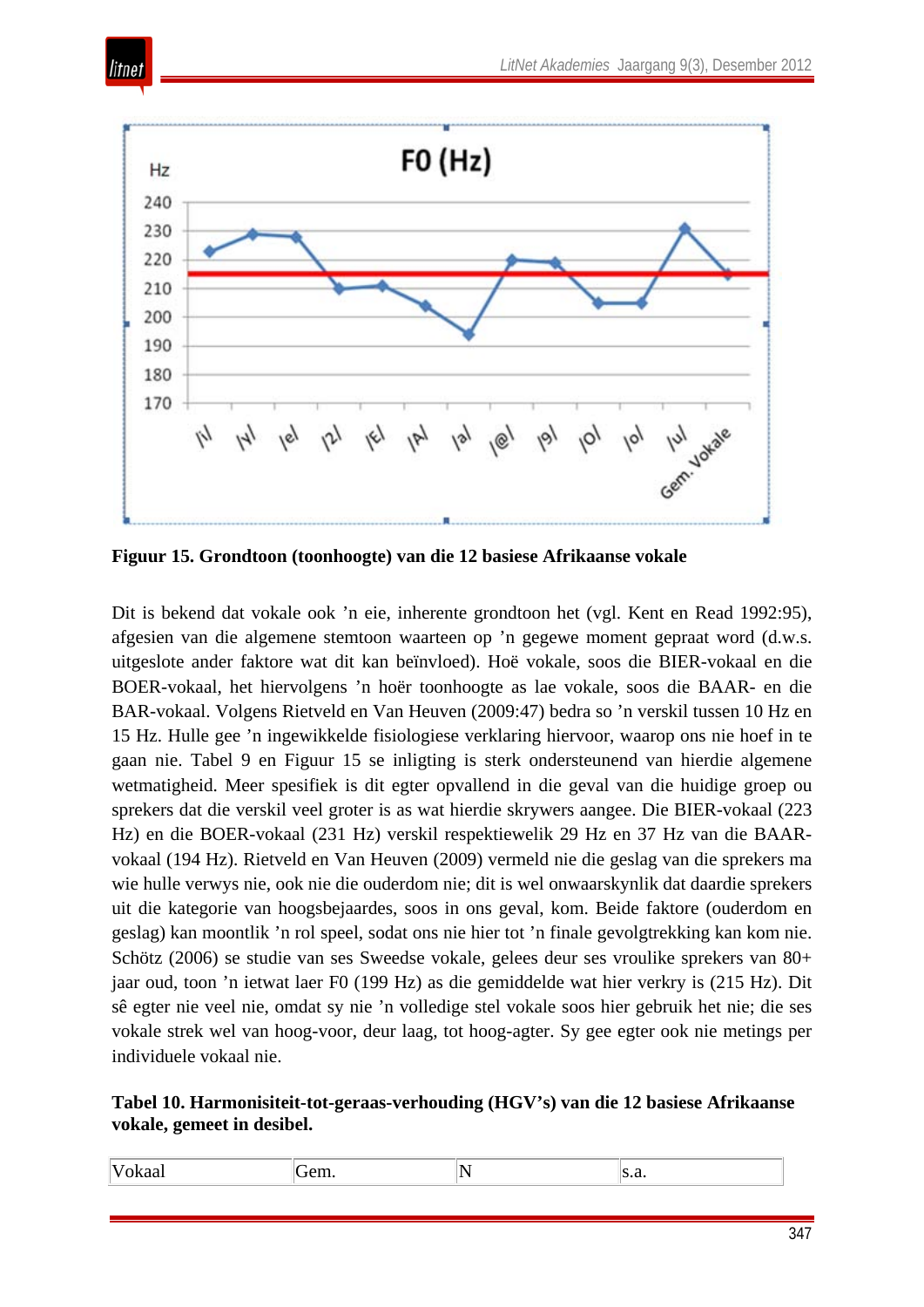**Figuur 15. Grondtoon (toonhoogte) van die 12 basiese Afrikaanse vokale**

Dit is bekend dat vokale ook ’n eie, inherente grondtoon het (vgl. Kent en Read 1992:95), afgesien van die algemene stemtoon waarteen op ’n gegewe moment gepraat word (d.w.s. uitgeslote ander faktore wat dit kan beïnvloed). Hoë vokale, soos die BIER-vokaal en die BOER-vokaal, het hiervolgens ’n hoër toonhoogte as lae vokale, soos die BAAR- en die BAR-vokaal. Volgens Rietveld en Van Heuven (2009:47) bedra so ’n verskil tussen 10 Hz en 15 Hz. Hulle gee ’n ingewikkelde fisiologiese verklaring hiervoor, waarop ons nie hoef in te gaan nie. Tabel 9 en Figuur 15 se inligting is sterk ondersteunend van hierdie algemene wetmatigheid. Meer spesifiek is dit egter opvallend in die geval van die huidige groep ou sprekers dat die verskil veel groter is as wat hierdie skrywers aangee. Die BIER-vokaal (223 Hz) en die BOER-vokaal (231 Hz) verskil respektiewelik 29 Hz en 37 Hz van die BAAR-vokaal (194 Hz). Rietveld en Van Heuven (2009) vermeld nie die geslag van die sprekers ma wie hulle verwys nie, ook nie die ouderdom nie; dit is wel onwaarskynlik dat daardie sprekers uit die kategorie van hoogsbejaardes, soos in ons geval, kom. Beide faktore (ouderdom en geslag) kan moontlik ’n rol speel, sodat ons nie hier tot ’n finale gevolgtrekking kan kom nie. Schötz (2006) se studie van ses Sweedse vokale, gelees deur ses vroulike sprekers van 80+ jaar oud, toon ’n ietwat laer F0 (199 Hz) as die gemiddelde wat hier verkry is (215 Hz). Dit sê egter nie veel nie, omdat sy nie ’n volledige stel vokale soos hier gebruik het nie; die ses vokale strek wel van hoog-voor, deur laag, tot hoog-agter. Sy gee egter ook nie metings per individuele vokaal nie.

**Tabel 10. Harmonisiteit-tot-geraas-verhouding (HGV’s) van die 12 basiese Afrikaanse vokale, gemeet in desibel.**

| Vokaal | Gem. | N | s.a. |
|---|---|---|---|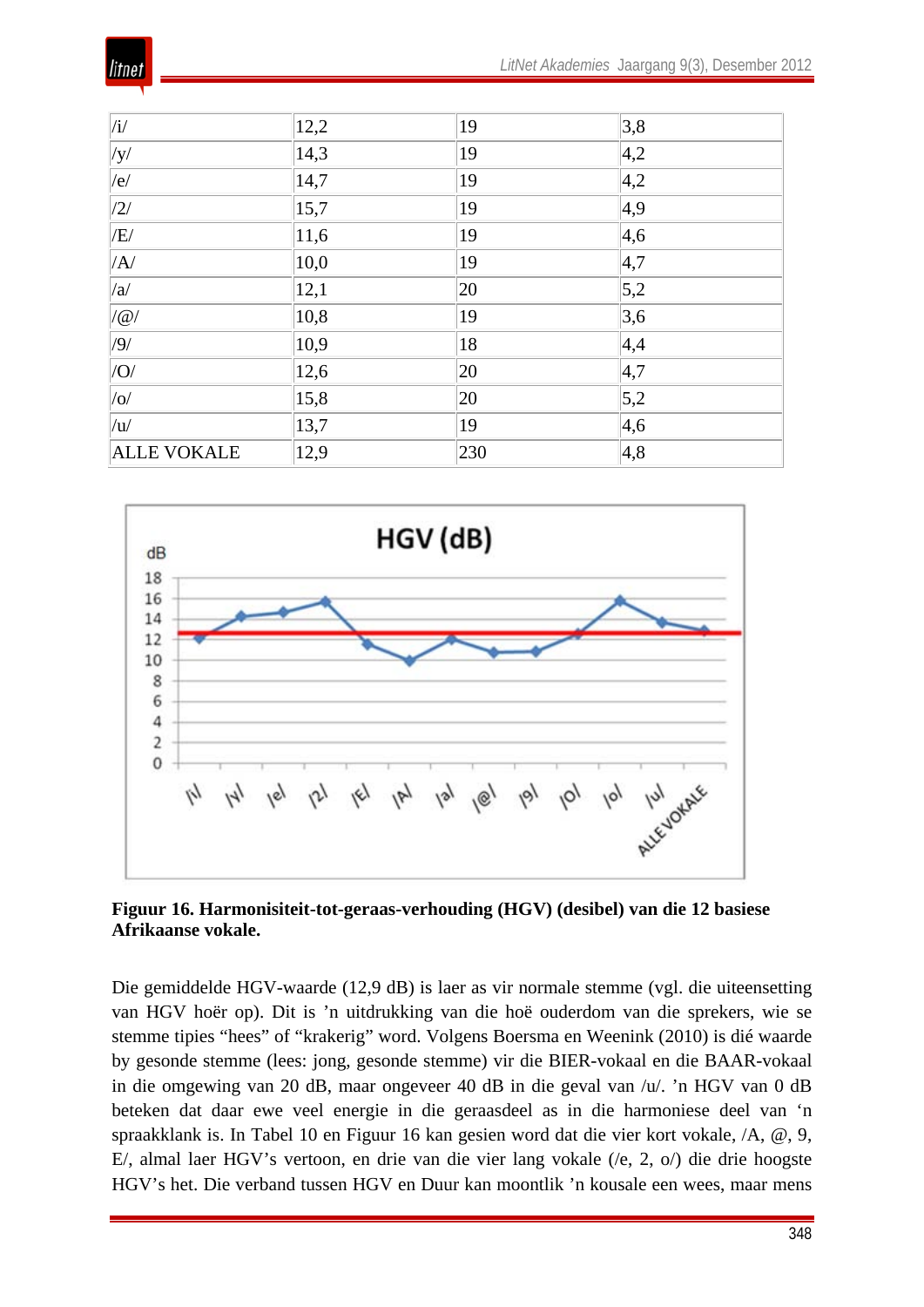| /i/ | 12,2 | 19 | 3,8 |
|---|---|---|---|
| /y/ | 14,3 | 19 | 4,2 |
| /e/ | 14,7 | 19 | 4,2 |
| /2/ | 15,7 | 19 | 4,9 |
| /E/ | 11,6 | 19 | 4,6 |
| /A/ | 10,0 | 19 | 4,7 |
| /a/ | 12,1 | 20 | 5,2 |
| /@/ | 10,8 | 19 | 3,6 |
| /9/ | 10,9 | 18 | 4,4 |
| /O/ | 12,6 | 20 | 4,7 |
| /o/ | 15,8 | 20 | 5,2 |
| /u/ | 13,7 | 19 | 4,6 |
| ALLE VOKALE | 12,9 | 230 | 4,8 |

**Figuur 16. Harmonisiteit-tot-geraas-verhouding (HGV) (desibel) van die 12 basiese Afrikaanse vokale.**

Die gemiddelde HGV-waarde (12,9 dB) is laer as vir normale stemme (vgl. die uiteensetting van HGV hoër op). Dit is ’n uitdrukking van die hoë ouderdom van die sprekers, wie se stemme tipies “hees” of “krakerig” word. Volgens Boersma en Weenink (2010) is dié waarde by gesonde stemme (lees: jong, gesonde stemme) vir die BIER-vokaal en die BAAR-vokaal in die omgewing van 20 dB, maar ongeveer 40 dB in die geval van /u/. ’n HGV van 0 dB beteken dat daar ewe veel energie in die geraasdeel as in die harmoniese deel van ‘n spraakklank is. In Tabel 10 en Figuur 16 kan gesien word dat die vier kort vokale, /A, @, 9, E/, almal laer HGV’s vertoon, en drie van die vier lang vokale (/e, 2, o/) die drie hoogste HGV’s het. Die verband tussen HGV en Duur kan moontlik ’n kousale een wees, maar mens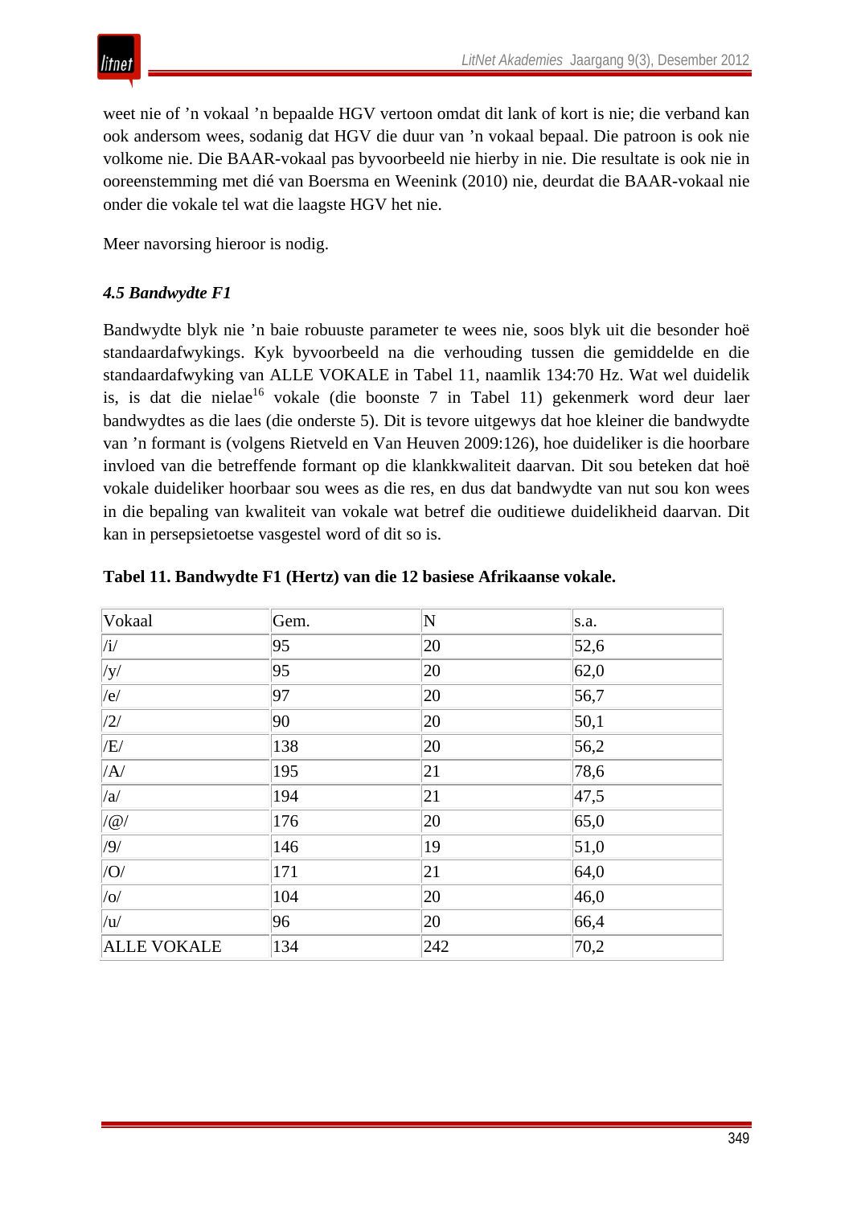weet nie of ’n vokaal ’n bepaalde HGV vertoon omdat dit lank of kort is nie; die verband kan ook andersom wees, sodanig dat HGV die duur van ’n vokaal bepaal. Die patroon is ook nie volkome nie. Die BAAR-vokaal pas byvoorbeeld nie hierby in nie. Die resultate is ook nie in ooreenstemming met dié van Boersma en Weenink (2010) nie, deurdat die BAAR-vokaal nie onder die vokale tel wat die laagste HGV het nie.

Meer navorsing hieroor is nodig.

### *4.5 Bandwydte F1*

Bandwydte blyk nie ’n baie robuuste parameter te wees nie, soos blyk uit die besonder hoë standaardafwykings. Kyk byvoorbeeld na die verhouding tussen die gemiddelde en die standaardafwyking van ALLE VOKALE in Tabel 11, naamlik 134:70 Hz. Wat wel duidelik is, is dat die nielae[16] vokale (die boonste 7 in Tabel 11) gekenmerk word deur laer bandwydtes as die laes (die onderste 5). Dit is tevore uitgewys dat hoe kleiner die bandwydte van ’n formant is (volgens Rietveld en Van Heuven 2009:126), hoe duideliker is die hoorbare invloed van die betreffende formant op die klankkwaliteit daarvan. Dit sou beteken dat hoë vokale duideliker hoorbaar sou wees as die res, en dus dat bandwydte van nut sou kon wees in die bepaling van kwaliteit van vokale wat betref die ouditiewe duidelikheid daarvan. Dit kan in persepsietoetse vasgestel word of dit so is.

**Tabel 11. Bandwydte F1 (Hertz) van die 12 basiese Afrikaanse vokale.**

| Vokaal | Gem. | N | s.a. |
|---|---|---|---|
| /i/ | 95 | 20 | 52,6 |
| /y/ | 95 | 20 | 62,0 |
| /e/ | 97 | 20 | 56,7 |
| /2/ | 90 | 20 | 50,1 |
| /E/ | 138 | 20 | 56,2 |
| /A/ | 195 | 21 | 78,6 |
| /a/ | 194 | 21 | 47,5 |
| /@/ | 176 | 20 | 65,0 |
| /9/ | 146 | 19 | 51,0 |
| /O/ | 171 | 21 | 64,0 |
| /o/ | 104 | 20 | 46,0 |
| /u/ | 96 | 20 | 66,4 |
| ALLE VOKALE | 134 | 242 | 70,2 |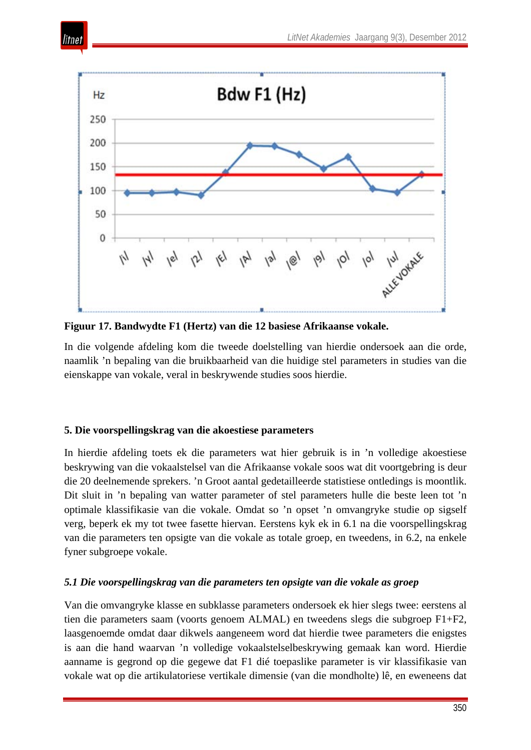**Figuur 17. Bandwydte F1 (Hertz) van die 12 basiese Afrikaanse vokale.**

In die volgende afdeling kom die tweede doelstelling van hierdie ondersoek aan die orde, naamlik ’n bepaling van die bruikbaarheid van die huidige stel parameters in studies van die eienskappe van vokale, veral in beskrywende studies soos hierdie.

## 5. Die voorspellingskrag van die akoestiese parameters

In hierdie afdeling toets ek die parameters wat hier gebruik is in ’n volledige akoestiese beskrywing van die vokaalstelsel van die Afrikaanse vokale soos wat dit voortgebring is deur die 20 deelnemende sprekers. ’n Groot aantal gedetailleerde statistiese ontledings is moontlik. Dit sluit in ’n bepaling van watter parameter of stel parameters hulle die beste leen tot ’n optimale klassifikasie van die vokale. Omdat so ’n opset ’n omvangryke studie op sigself verg, beperk ek my tot twee fasette hiervan. Eerstens kyk ek in 6.1 na die voorspellingskrag van die parameters ten opsigte van die vokale as totale groep, en tweedens, in 6.2, na enkele fyner subgroepe vokale.

### *5.1 Die voorspellingskrag van die parameters ten opsigte van die vokale as groep*

Van die omvangryke klasse en subklasse parameters ondersoek ek hier slegs twee: eerstens al tien die parameters saam (voorts genoem ALMAL) en tweedens slegs die subgroep F1+F2, laasgenoemde omdat daar dikwels aangeneem word dat hierdie twee parameters die enigstes is aan die hand waarvan ’n volledige vokaalstelselbeskrywing gemaak kan word. Hierdie aanname is gegrond op die gegewe dat F1 dié toepaslike parameter is vir klassifikasie van vokale wat op die artikulatoriese vertikale dimensie (van die mondholte) lê, en eweneens dat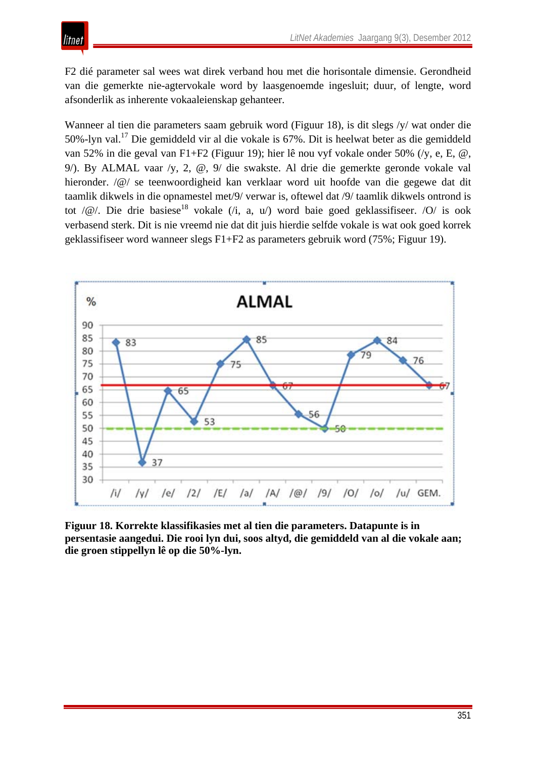F2 dié parameter sal wees wat direk verband hou met die horisontale dimensie. Gerondheid van die gemerkte nie-agtervokale word by laasgenoemde ingesluit; duur, of lengte, word afsonderlik as inherente vokaaleienskap gehanteer.

Wanneer al tien die parameters saam gebruik word (Figuur 18), is dit slegs /y/ wat onder die 50%-lyn val.[17] Die gemiddeld vir al die vokale is 67%. Dit is heelwat beter as die gemiddeld van 52% in die geval van F1+F2 (Figuur 19); hier lê nou vyf vokale onder 50% (/y, e, E, @, 9/). By ALMAL vaar /y, 2, @, 9/ die swakste. Al drie die gemerkte geronde vokale val hieronder. /@/ se teenwoordigheid kan verklaar word uit hoofde van die gegewe dat dit taamlik dikwels in die opnamestel met/9/ verwar is, oftewel dat /9/ taamlik dikwels ontrond is tot /@/. Die drie basiese[18] vokale (/i, a, u/) word baie goed geklassifiseer. /O/ is ook verbasend sterk. Dit is nie vreemd nie dat dit juis hierdie selfde vokale is wat ook goed korrek geklassifiseer word wanneer slegs F1+F2 as parameters gebruik word (75%; Figuur 19).

**Figuur 18. Korrekte klassifikasies met al tien die parameters. Datapunte is in persentasie aangedui. Die rooi lyn dui, soos altyd, die gemiddeld van al die vokale aan; die groen stippellyn lê op die 50%-lyn.**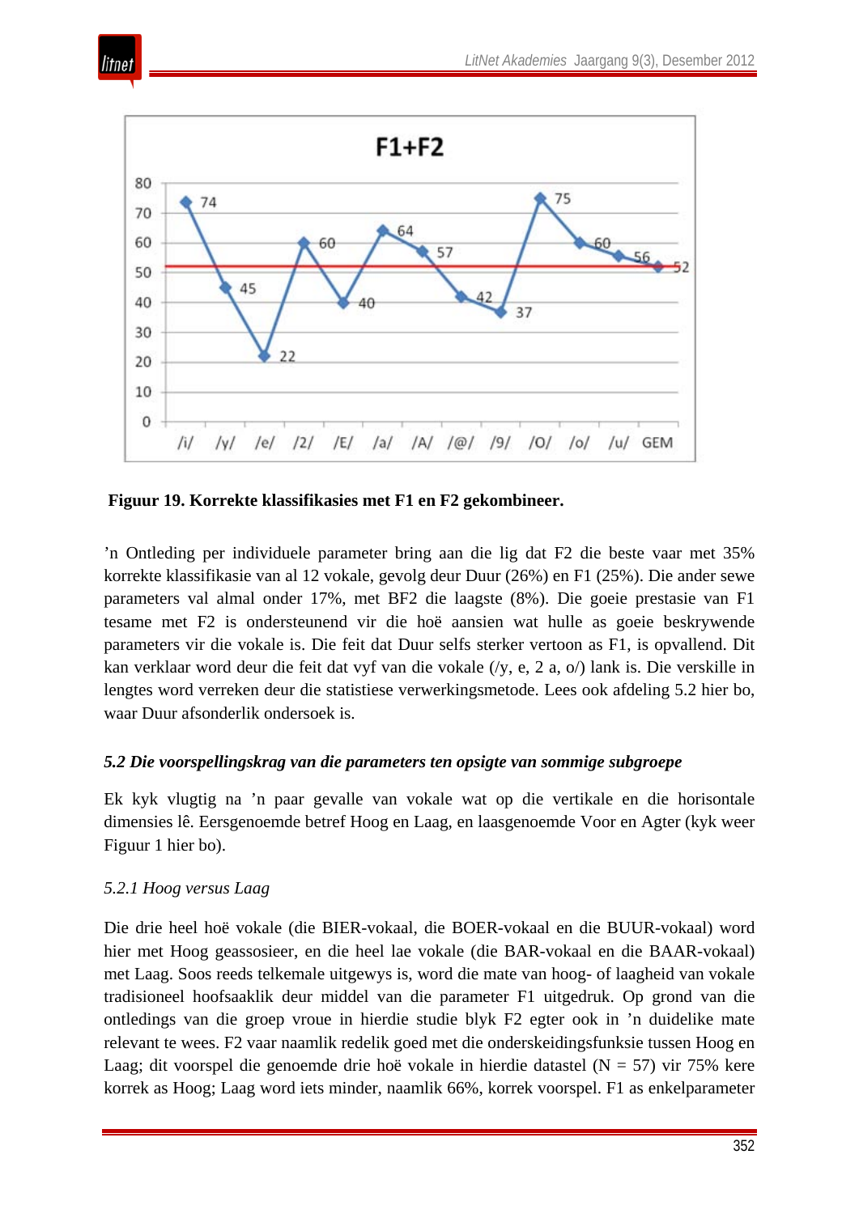**Figuur 19. Korrekte klassifikasies met F1 en F2 gekombineer.**

’n Ontleding per individuele parameter bring aan die lig dat F2 die beste vaar met 35% korrekte klassifikasie van al 12 vokale, gevolg deur Duur (26%) en F1 (25%). Die ander sewe parameters val almal onder 17%, met BF2 die laagste (8%). Die goeie prestasie van F1 tesame met F2 is ondersteunend vir die hoë aansien wat hulle as goeie beskrywende parameters vir die vokale is. Die feit dat Duur selfs sterker vertoon as F1, is opvallend. Dit kan verklaar word deur die feit dat vyf van die vokale (/y, e, 2 a, o/) lank is. Die verskille in lengtes word verreken deur die statistiese verwerkingsmetode. Lees ook afdeling 5.2 hier bo, waar Duur afsonderlik ondersoek is.

### *5.2 Die voorspellingskrag van die parameters ten opsigte van sommige subgroepe*

Ek kyk vlugtig na ’n paar gevalle van vokale wat op die vertikale en die horisontale dimensies lê. Eersgenoemde betref Hoog en Laag, en laasgenoemde Voor en Agter (kyk weer Figuur 1 hier bo).

#### *5.2.1 Hoog versus Laag*

Die drie heel hoë vokale (die BIER-vokaal, die BOER-vokaal en die BUUR-vokaal) word hier met Hoog geassosieer, en die heel lae vokale (die BAR-vokaal en die BAAR-vokaal) met Laag. Soos reeds telkemale uitgewys is, word die mate van hoog- of laagheid van vokale tradisioneel hoofsaaklik deur middel van die parameter F1 uitgedruk. Op grond van die ontledings van die groep vroue in hierdie studie blyk F2 egter ook in ’n duidelike mate relevant te wees. F2 vaar naamlik redelik goed met die onderskeidingsfunksie tussen Hoog en Laag; dit voorspel die genoemde drie hoë vokale in hierdie datastel (N = 57) vir 75% kere korrek as Hoog; Laag word iets minder, naamlik 66%, korrek voorspel. F1 as enkelparameter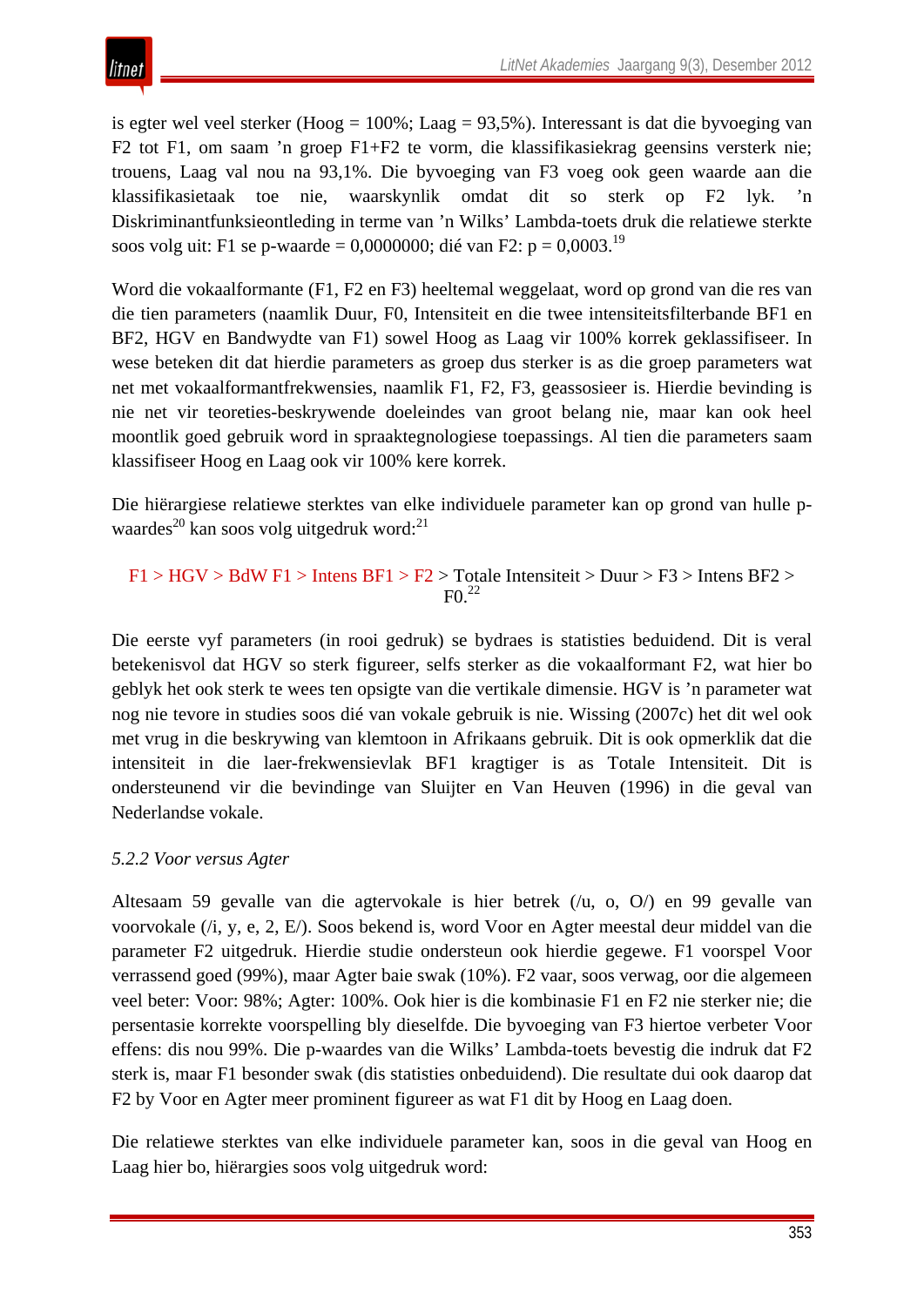is egter wel veel sterker (Hoog = 100%; Laag = 93,5%). Interessant is dat die byvoeging van F2 tot F1, om saam 'n groep F1+F2 te vorm, die klassifikasiekrag geensins versterk nie; trouens, Laag val nou na 93,1%. Die byvoeging van F3 voeg ook geen waarde aan die klassifikasietaak toe nie, waarskynlik omdat dit so sterk op F2 lyk. 'n Diskriminantfunksieontleding in terme van 'n Wilks' Lambda-toets druk die relatiewe sterkte soos volg uit: F1 se p-waarde = 0,0000000; dié van F2: p = 0,0003.[19]

Word die vokaalformante (F1, F2 en F3) heeltemal weggelaat, word op grond van die res van die tien parameters (naamlik Duur, F0, Intensiteit en die twee intensiteitsfilterbande BF1 en BF2, HGV en Bandwydte van F1) sowel Hoog as Laag vir 100% korrek geklassifiseer. In wese beteken dit dat hierdie parameters as groep dus sterker is as die groep parameters wat net met vokaalformantfrekwensies, naamlik F1, F2, F3, geassosieer is. Hierdie bevinding is nie net vir teoreties-beskrywende doeleindes van groot belang nie, maar kan ook heel moontlik goed gebruik word in spraaktegnologiese toepassings. Al tien die parameters saam klassifiseer Hoog en Laag ook vir 100% kere korrek.

Die hiërargiese relatiewe sterktes van elke individuele parameter kan op grond van hulle p-waardes[20] kan soos volg uitgedruk word:[21]

F1 > HGV > BdW F1 > Intens BF1 > F2 > Totale Intensiteit > Duur > F3 > Intens BF2 > F0.[22]

Die eerste vyf parameters (in rooi gedruk) se bydraes is statisties beduidend. Dit is veral betekenisvol dat HGV so sterk figureer, selfs sterker as die vokaalformant F2, wat hier bo geblyk het ook sterk te wees ten opsigte van die vertikale dimensie. HGV is 'n parameter wat nog nie tevore in studies soos dié van vokale gebruik is nie. Wissing (2007c) het dit wel ook met vrug in die beskrywing van klemtoon in Afrikaans gebruik. Dit is ook opmerklik dat die intensiteit in die laer-frekwensievlak BF1 kragtiger is as Totale Intensiteit. Dit is ondersteunend vir die bevindinge van Sluijter en Van Heuven (1996) in die geval van Nederlandse vokale.

*5.2.2 Voor versus Agter*

Altesaam 59 gevalle van die agtervokale is hier betrek (/u, o, O/) en 99 gevalle van voorvokale (/i, y, e, 2, E/). Soos bekend is, word Voor en Agter meestal deur middel van die parameter F2 uitgedruk. Hierdie studie ondersteun ook hierdie gegewe. F1 voorspel Voor verrassend goed (99%), maar Agter baie swak (10%). F2 vaar, soos verwag, oor die algemeen veel beter: Voor: 98%; Agter: 100%. Ook hier is die kombinasie F1 en F2 nie sterker nie; die persentasie korrekte voorspelling bly dieselfde. Die byvoeging van F3 hiertoe verbeter Voor effens: dis nou 99%. Die p-waardes van die Wilks' Lambda-toets bevestig die indruk dat F2 sterk is, maar F1 besonder swak (dis statisties onbeduidend). Die resultate dui ook daarop dat F2 by Voor en Agter meer prominent figureer as wat F1 dit by Hoog en Laag doen.

Die relatiewe sterktes van elke individuele parameter kan, soos in die geval van Hoog en Laag hier bo, hiërargies soos volg uitgedruk word: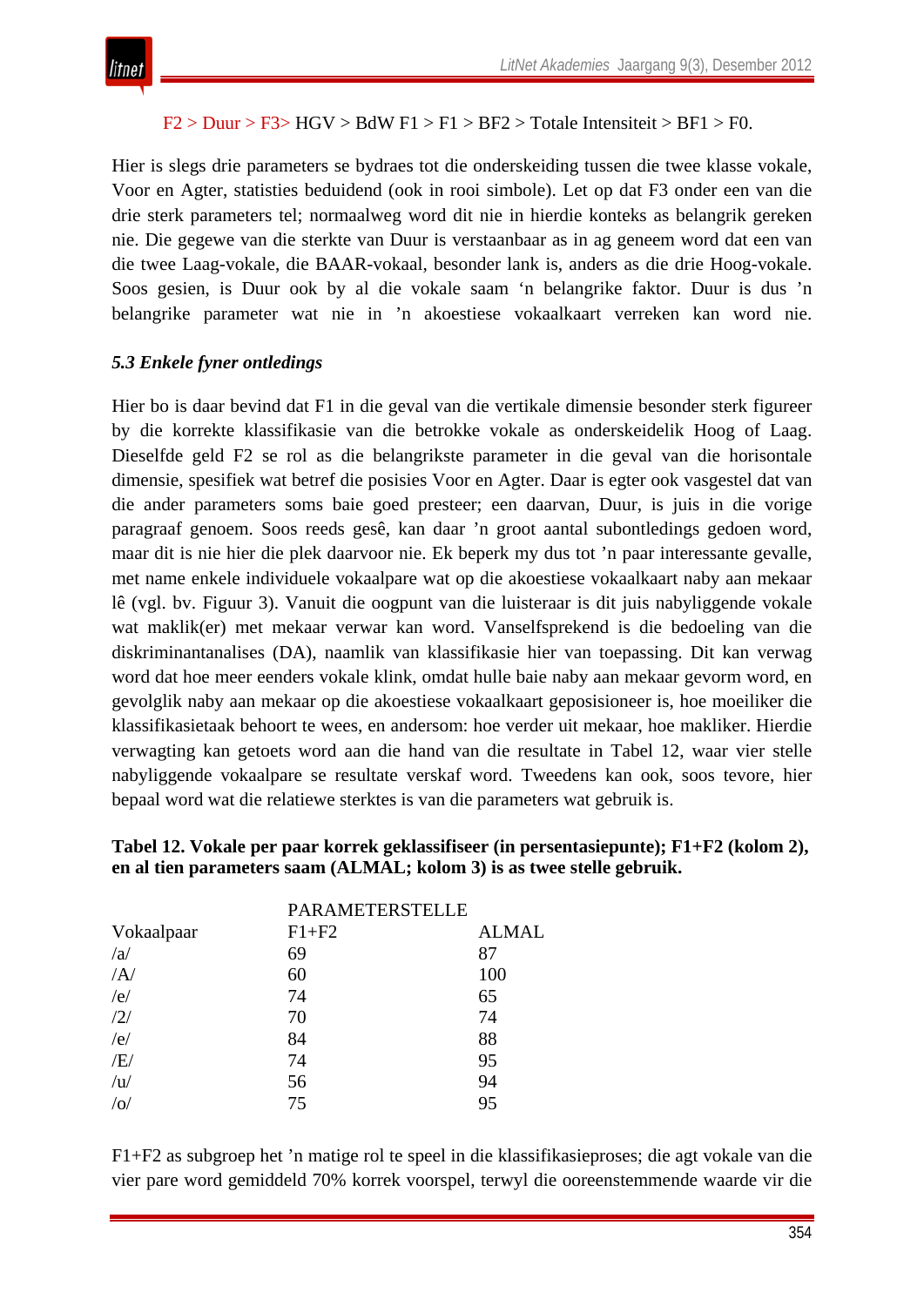F2 > Duur > F3> HGV > BdW F1 > F1 > BF2 > Totale Intensiteit > BF1 > F0.

Hier is slegs drie parameters se bydraes tot die onderskeiding tussen die twee klasse vokale, Voor en Agter, statisties beduidend (ook in rooi simbole). Let op dat F3 onder een van die drie sterk parameters tel; normaalweg word dit nie in hierdie konteks as belangrik gereken nie. Die gegewe van die sterkte van Duur is verstaanbaar as in ag geneem word dat een van die twee Laag-vokale, die BAAR-vokaal, besonder lank is, anders as die drie Hoog-vokale. Soos gesien, is Duur ook by al die vokale saam 'n belangrike faktor. Duur is dus 'n belangrike parameter wat nie in 'n akoestiese vokaalkaart verreken kan word nie.

### *5.3 Enkele fyner ontledings*

Hier bo is daar bevind dat F1 in die geval van die vertikale dimensie besonder sterk figureer by die korrekte klassifikasie van die betrokke vokale as onderskeidelik Hoog of Laag. Dieselfde geld F2 se rol as die belangrikste parameter in die geval van die horisontale dimensie, spesifiek wat betref die posisies Voor en Agter. Daar is egter ook vasgestel dat van die ander parameters soms baie goed presteer; een daarvan, Duur, is juis in die vorige paragraaf genoem. Soos reeds gesê, kan daar 'n groot aantal subontledings gedoen word, maar dit is nie hier die plek daarvoor nie. Ek beperk my dus tot 'n paar interessante gevalle, met name enkele individuele vokaalpare wat op die akoestiese vokaalkaart naby aan mekaar lê (vgl. bv. Figuur 3). Vanuit die oogpunt van die luisteraar is dit juis nabyliggende vokale wat maklik(er) met mekaar verwar kan word. Vanselfsprekend is die bedoeling van die diskriminantanalises (DA), naamlik van klassifikasie hier van toepassing. Dit kan verwag word dat hoe meer eenders vokale klink, omdat hulle baie naby aan mekaar gevorm word, en gevolglik naby aan mekaar op die akoestiese vokaalkaart geposisioneer is, hoe moeiliker die klassifikasietaak behoort te wees, en andersom: hoe verder uit mekaar, hoe makliker. Hierdie verwagting kan getoets word aan die hand van die resultate in Tabel 12, waar vier stelle nabyliggende vokaalpare se resultate verskaf word. Tweedens kan ook, soos tevore, hier bepaal word wat die relatiewe sterktes is van die parameters wat gebruik is.

**Tabel 12. Vokale per paar korrek geklassifiseer (in persentasiepunte); F1+F2 (kolom 2), en al tien parameters saam (ALMAL; kolom 3) is as twee stelle gebruik.**

| | PARAMETERSTELLE | |
|---|---|---|
| Vokaalpaar | F1+F2 | ALMAL |
| /a/ | 69 | 87 |
| /A/ | 60 | 100 |
| /e/ | 74 | 65 |
| /2/ | 70 | 74 |
| /e/ | 84 | 88 |
| /E/ | 74 | 95 |
| /u/ | 56 | 94 |
| /o/ | 75 | 95 |

F1+F2 as subgroep het 'n matige rol te speel in die klassifikasieproses; die agt vokale van die vier pare word gemiddeld 70% korrek voorspel, terwyl die ooreenstemmende waarde vir die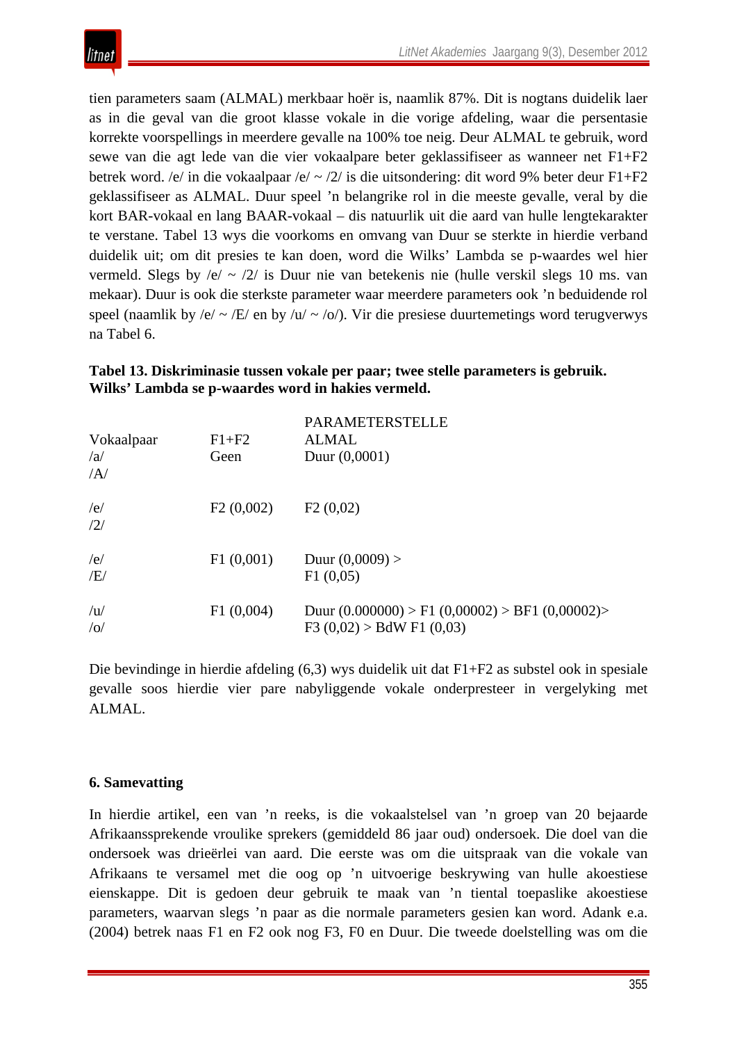tien parameters saam (ALMAL) merkbaar hoër is, naamlik 87%. Dit is nogtans duidelik laer as in die geval van die groot klasse vokale in die vorige afdeling, waar die persentasie korrekte voorspellings in meerdere gevalle na 100% toe neig. Deur ALMAL te gebruik, word sewe van die agt lede van die vier vokaalpare beter geklassifiseer as wanneer net F1+F2 betrek word. /e/ in die vokaalpaar /e/ ~ /2/ is die uitsondering: dit word 9% beter deur F1+F2 geklassifiseer as ALMAL. Duur speel ’n belangrike rol in die meeste gevalle, veral by die kort BAR-vokaal en lang BAAR-vokaal – dis natuurlik uit die aard van hulle lengtekarakter te verstane. Tabel 13 wys die voorkoms en omvang van Duur se sterkte in hierdie verband duidelik uit; om dit presies te kan doen, word die Wilks’ Lambda se p-waardes wel hier vermeld. Slegs by /e/ ~ /2/ is Duur nie van betekenis nie (hulle verskil slegs 10 ms. van mekaar). Duur is ook die sterkste parameter waar meerdere parameters ook ’n beduidende rol speel (naamlik by /e/ ~ /E/ en by /u/ ~ /o/). Vir die presiese duurtemetings word terugverwys na Tabel 6.

**Tabel 13. Diskriminasie tussen vokale per paar; twee stelle parameters is gebruik. Wilks’ Lambda se p-waardes word in hakies vermeld.**

| | PARAMETERSTELLE | |
|---|---|---|
| Vokaalpaar | F1+F2 | ALMAL |
| /a/ /A/ | Geen | Duur (0,0001) |
| /e/ /2/ | F2 (0,002) | F2 (0,02) |
| /e/ /E/ | F1 (0,001) | Duur (0,0009) > F1 (0,05) |
| /u/ /o/ | F1 (0,004) | Duur (0.000000) > F1 (0,00002) > BF1 (0,00002)> F3 (0,02) > BdW F1 (0,03) |

Die bevindinge in hierdie afdeling (6,3) wys duidelik uit dat F1+F2 as substel ook in spesiale gevalle soos hierdie vier pare nabyliggende vokale onderpresteer in vergelyking met ALMAL.

## 6. Samevatting

In hierdie artikel, een van ’n reeks, is die vokaalstelsel van ’n groep van 20 bejaarde Afrikaanssprekende vroulike sprekers (gemiddeld 86 jaar oud) ondersoek. Die doel van die ondersoek was drieërlei van aard. Die eerste was om die uitspraak van die vokale van Afrikaans te versamel met die oog op ’n uitvoerige beskrywing van hulle akoestiese eienskappe. Dit is gedoen deur gebruik te maak van ’n tiental toepaslike akoestiese parameters, waarvan slegs ’n paar as die normale parameters gesien kan word. Adank e.a. (2004) betrek naas F1 en F2 ook nog F3, F0 en Duur. Die tweede doelstelling was om die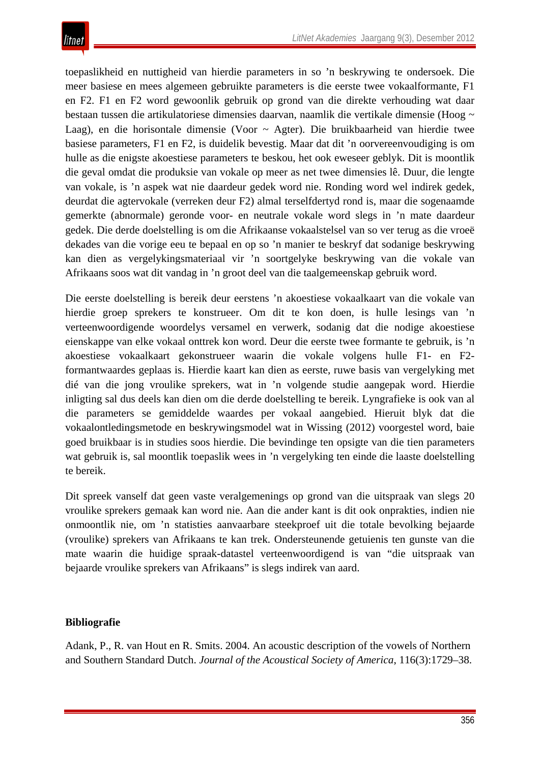toepaslikheid en nuttigheid van hierdie parameters in so ’n beskrywing te ondersoek. Die meer basiese en mees algemeen gebruikte parameters is die eerste twee vokaalformante, F1 en F2. F1 en F2 word gewoonlik gebruik op grond van die direkte verhouding wat daar bestaan tussen die artikulatoriese dimensies daarvan, naamlik die vertikale dimensie (Hoog ~ Laag), en die horisontale dimensie (Voor ~ Agter). Die bruikbaarheid van hierdie twee basiese parameters, F1 en F2, is duidelik bevestig. Maar dat dit ’n oorvereenvoudiging is om hulle as die enigste akoestiese parameters te beskou, het ook eweseer geblyk. Dit is moontlik die geval omdat die produksie van vokale op meer as net twee dimensies lê. Duur, die lengte van vokale, is ’n aspek wat nie daardeur gedek word nie. Ronding word wel indirek gedek, deurdat die agtervokale (verreken deur F2) almal terselfdertyd rond is, maar die sogenaamde gemerkte (abnormale) geronde voor- en neutrale vokale word slegs in ’n mate daardeur gedek. Die derde doelstelling is om die Afrikaanse vokaalstelsel van so ver terug as die vroeë dekades van die vorige eeu te bepaal en op so ’n manier te beskryf dat sodanige beskrywing kan dien as vergelykingsmateriaal vir ’n soortgelyke beskrywing van die vokale van Afrikaans soos wat dit vandag in ’n groot deel van die taalgemeenskap gebruik word.

Die eerste doelstelling is bereik deur eerstens ’n akoestiese vokaalkaart van die vokale van hierdie groep sprekers te konstrueer. Om dit te kon doen, is hulle lesings van ’n verteenwoordigende woordelys versamel en verwerk, sodanig dat die nodige akoestiese eienskappe van elke vokaal onttrek kon word. Deur die eerste twee formante te gebruik, is ’n akoestiese vokaalkaart gekonstrueer waarin die vokale volgens hulle F1- en F2-formantwaardes geplaas is. Hierdie kaart kan dien as eerste, ruwe basis van vergelyking met dié van die jong vroulike sprekers, wat in ’n volgende studie aangepak word. Hierdie inligting sal dus deels kan dien om die derde doelstelling te bereik. Lyngrafieke is ook van al die parameters se gemiddelde waardes per vokaal aangebied. Hieruit blyk dat die vokaalontledingsmetode en beskrywingsmodel wat in Wissing (2012) voorgestel word, baie goed bruikbaar is in studies soos hierdie. Die bevindinge ten opsigte van die tien parameters wat gebruik is, sal moontlik toepaslik wees in ’n vergelyking ten einde die laaste doelstelling te bereik.

Dit spreek vanself dat geen vaste veralgemenings op grond van die uitspraak van slegs 20 vroulike sprekers gemaak kan word nie. Aan die ander kant is dit ook onprakties, indien nie onmoontlik nie, om ’n statisties aanvaarbare steekproef uit die totale bevolking bejaarde (vroulike) sprekers van Afrikaans te kan trek. Ondersteunende getuienis ten gunste van die mate waarin die huidige spraak-datastel verteenwoordigend is van “die uitspraak van bejaarde vroulike sprekers van Afrikaans” is slegs indirek van aard.

## Bibliografie

Adank, P., R. van Hout en R. Smits. 2004. An acoustic description of the vowels of Northern and Southern Standard Dutch. *Journal of the Acoustical Society of America*, 116(3):1729–38.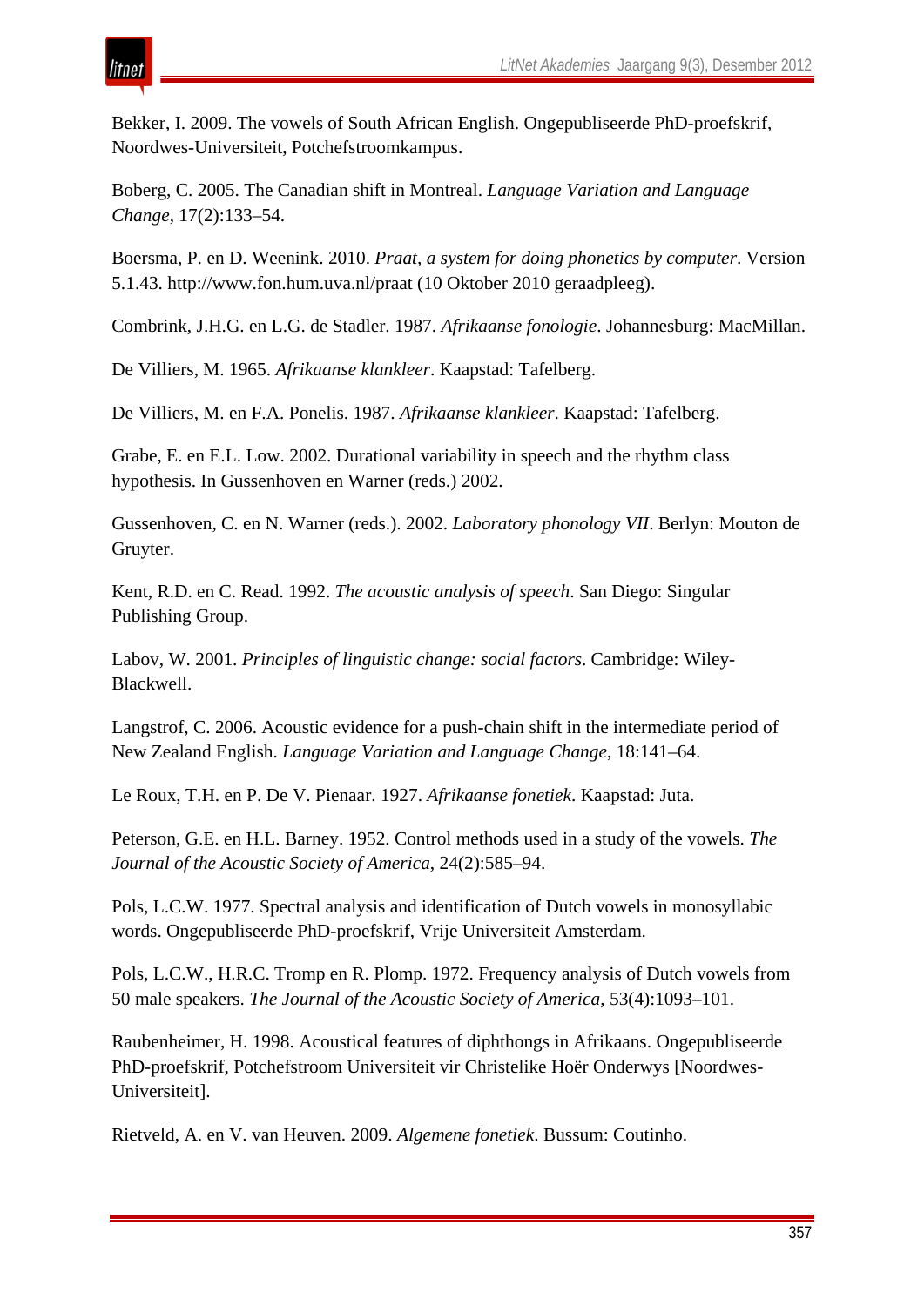Bekker, I. 2009. The vowels of South African English. Ongepubliseerde PhD-proefskrif, Noordwes-Universiteit, Potchefstroomkampus.

Boberg, C. 2005. The Canadian shift in Montreal. *Language Variation and Language Change*, 17(2):133–54.

Boersma, P. en D. Weenink. 2010. *Praat, a system for doing phonetics by computer*. Version 5.1.43. http://www.fon.hum.uva.nl/praat (10 Oktober 2010 geraadpleeg).

Combrink, J.H.G. en L.G. de Stadler. 1987. *Afrikaanse fonologie*. Johannesburg: MacMillan.

De Villiers, M. 1965. *Afrikaanse klankleer*. Kaapstad: Tafelberg.

De Villiers, M. en F.A. Ponelis. 1987. *Afrikaanse klankleer*. Kaapstad: Tafelberg.

Grabe, E. en E.L. Low. 2002. Durational variability in speech and the rhythm class hypothesis. In Gussenhoven en Warner (reds.) 2002.

Gussenhoven, C. en N. Warner (reds.). 2002. *Laboratory phonology VII*. Berlyn: Mouton de Gruyter.

Kent, R.D. en C. Read. 1992. *The acoustic analysis of speech*. San Diego: Singular Publishing Group.

Labov, W. 2001. *Principles of linguistic change: social factors*. Cambridge: Wiley-Blackwell.

Langstrof, C. 2006. Acoustic evidence for a push-chain shift in the intermediate period of New Zealand English. *Language Variation and Language Change*, 18:141–64.

Le Roux, T.H. en P. De V. Pienaar. 1927. *Afrikaanse fonetiek*. Kaapstad: Juta.

Peterson, G.E. en H.L. Barney. 1952. Control methods used in a study of the vowels. *The Journal of the Acoustic Society of America*, 24(2):585–94.

Pols, L.C.W. 1977. Spectral analysis and identification of Dutch vowels in monosyllabic words. Ongepubliseerde PhD-proefskrif, Vrije Universiteit Amsterdam.

Pols, L.C.W., H.R.C. Tromp en R. Plomp. 1972. Frequency analysis of Dutch vowels from 50 male speakers. *The Journal of the Acoustic Society of America*, 53(4):1093–101.

Raubenheimer, H. 1998. Acoustical features of diphthongs in Afrikaans. Ongepubliseerde PhD-proefskrif, Potchefstroom Universiteit vir Christelike Hoër Onderwys [Noordwes-Universiteit].

Rietveld, A. en V. van Heuven. 2009. *Algemene fonetiek*. Bussum: Coutinho.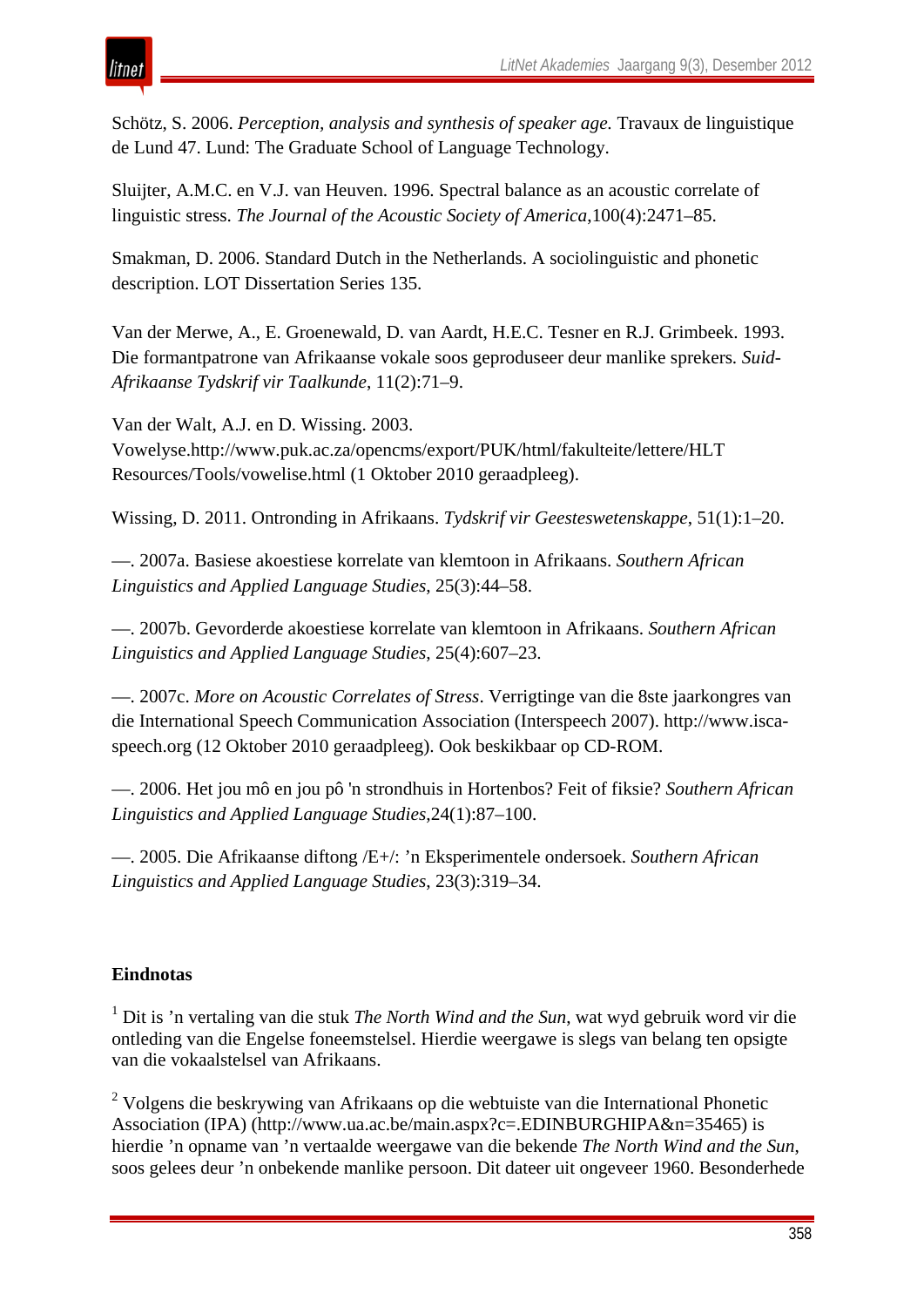Schötz, S. 2006. *Perception, analysis and synthesis of speaker age.* Travaux de linguistique de Lund 47. Lund: The Graduate School of Language Technology.

Sluijter, A.M.C. en V.J. van Heuven. 1996. Spectral balance as an acoustic correlate of linguistic stress. *The Journal of the Acoustic Society of America*,100(4):2471–85.

Smakman, D. 2006. Standard Dutch in the Netherlands. A sociolinguistic and phonetic description. LOT Dissertation Series 135.

Van der Merwe, A., E. Groenewald, D. van Aardt, H.E.C. Tesner en R.J. Grimbeek. 1993. Die formantpatrone van Afrikaanse vokale soos geproduseer deur manlike sprekers. *Suid-Afrikaanse Tydskrif vir Taalkunde*, 11(2):71–9.

Van der Walt, A.J. en D. Wissing. 2003. Vowelyse.http://www.puk.ac.za/opencms/export/PUK/html/fakulteite/lettere/HLT Resources/Tools/vowelise.html (1 Oktober 2010 geraadpleeg).

Wissing, D. 2011. Ontronding in Afrikaans. *Tydskrif vir Geesteswetenskappe*, 51(1):1–20.

—. 2007a. Basiese akoestiese korrelate van klemtoon in Afrikaans. *Southern African Linguistics and Applied Language Studies*, 25(3):44–58.

—. 2007b. Gevorderde akoestiese korrelate van klemtoon in Afrikaans. *Southern African Linguistics and Applied Language Studies*, 25(4):607–23.

—. 2007c. *More on Acoustic Correlates of Stress*. Verrigtinge van die 8ste jaarkongres van die International Speech Communication Association (Interspeech 2007). http://www.isca-speech.org (12 Oktober 2010 geraadpleeg). Ook beskikbaar op CD-ROM.

—. 2006. Het jou mô en jou pô 'n strondhuis in Hortenbos? Feit of fiksie? *Southern African Linguistics and Applied Language Studies*,24(1):87–100.

—. 2005. Die Afrikaanse diftong /E+/: ’n Eksperimentele ondersoek. *Southern African Linguistics and Applied Language Studies*, 23(3):319–34.

## Eindnotas

[1] Dit is ’n vertaling van die stuk *The North Wind and the Sun*, wat wyd gebruik word vir die ontleding van die Engelse foneemstelsel. Hierdie weergawe is slegs van belang ten opsigte van die vokaalstelsel van Afrikaans.

[2] Volgens die beskrywing van Afrikaans op die webtuiste van die International Phonetic Association (IPA) (http://www.ua.ac.be/main.aspx?c=.EDINBURGHIPA&n=35465) is hierdie ’n opname van ’n vertaalde weergawe van die bekende *The North Wind and the Sun*, soos gelees deur ’n onbekende manlike persoon. Dit dateer uit ongeveer 1960. Besonderhede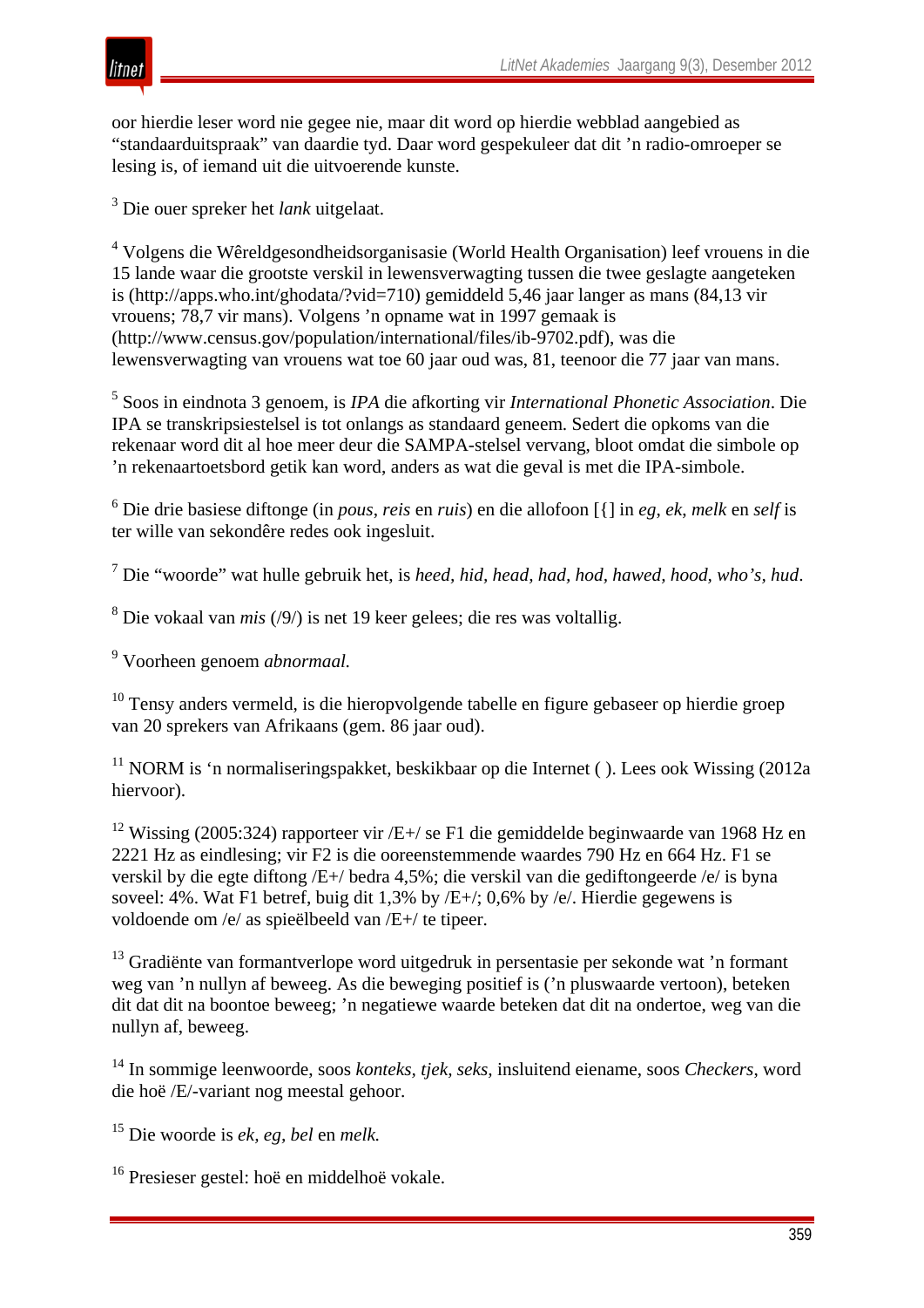oor hierdie leser word nie gegee nie, maar dit word op hierdie webblad aangebied as "standaarduitspraak" van daardie tyd. Daar word gespekuleer dat dit 'n radio-omroeper se lesing is, of iemand uit die uitvoerende kunste.

[3] Die ouer spreker het *lank* uitgelaat.

[4] Volgens die Wêreldgesondheidsorganisasie (World Health Organisation) leef vrouens in die 15 lande waar die grootste verskil in lewensverwagting tussen die twee geslagte aangeteken is (http://apps.who.int/ghodata/?vid=710) gemiddeld 5,46 jaar langer as mans (84,13 vir vrouens; 78,7 vir mans). Volgens 'n opname wat in 1997 gemaak is (http://www.census.gov/population/international/files/ib-9702.pdf), was die lewensverwagting van vrouens wat toe 60 jaar oud was, 81, teenoor die 77 jaar van mans.

[5] Soos in eindnota 3 genoem, is *IPA* die afkorting vir *International Phonetic Association*. Die IPA se transkripsiestelsel is tot onlangs as standaard geneem. Sedert die opkoms van die rekenaar word dit al hoe meer deur die SAMPA-stelsel vervang, bloot omdat die simbole op 'n rekenaartoetsbord getik kan word, anders as wat die geval is met die IPA-simbole.

[6] Die drie basiese diftonge (in *pous*, *reis* en *ruis*) en die allofoon [{] in *eg*, *ek*, *melk* en *self* is ter wille van sekondêre redes ook ingesluit.

[7] Die "woorde" wat hulle gebruik het, is *heed, hid, head, had, hod, hawed, hood, who's, hud*.

[8] Die vokaal van *mis* (/9/) is net 19 keer gelees; die res was voltallig.

[9] Voorheen genoem *abnormaal.*

[10] Tensy anders vermeld, is die hieropvolgende tabelle en figure gebaseer op hierdie groep van 20 sprekers van Afrikaans (gem. 86 jaar oud).

[11] NORM is 'n normaliseringspakket, beskikbaar op die Internet ( ). Lees ook Wissing (2012a hiervoor).

[12] Wissing (2005:324) rapporteer vir /E+/ se F1 die gemiddelde beginwaarde van 1968 Hz en 2221 Hz as eindlesing; vir F2 is die ooreenstemmende waardes 790 Hz en 664 Hz. F1 se verskil by die egte diftong /E+/ bedra 4,5%; die verskil van die gediftongeerde /e/ is byna soveel: 4%. Wat F1 betref, buig dit 1,3% by /E+/; 0,6% by /e/. Hierdie gegewens is voldoende om /e/ as spieëlbeeld van /E+/ te tipeer.

[13] Gradiënte van formantverlope word uitgedruk in persentasie per sekonde wat 'n formant weg van 'n nullyn af beweeg. As die beweging positief is ('n pluswaarde vertoon), beteken dit dat dit na boontoe beweeg; 'n negatiewe waarde beteken dat dit na ondertoe, weg van die nullyn af, beweeg.

[14] In sommige leenwoorde, soos *konteks*, *tjek*, *seks*, insluitend eiename, soos *Checkers*, word die hoë /E/-variant nog meestal gehoor.

[15] Die woorde is *ek*, *eg*, *bel* en *melk.*

[16] Presieser gestel: hoë en middelhoë vokale.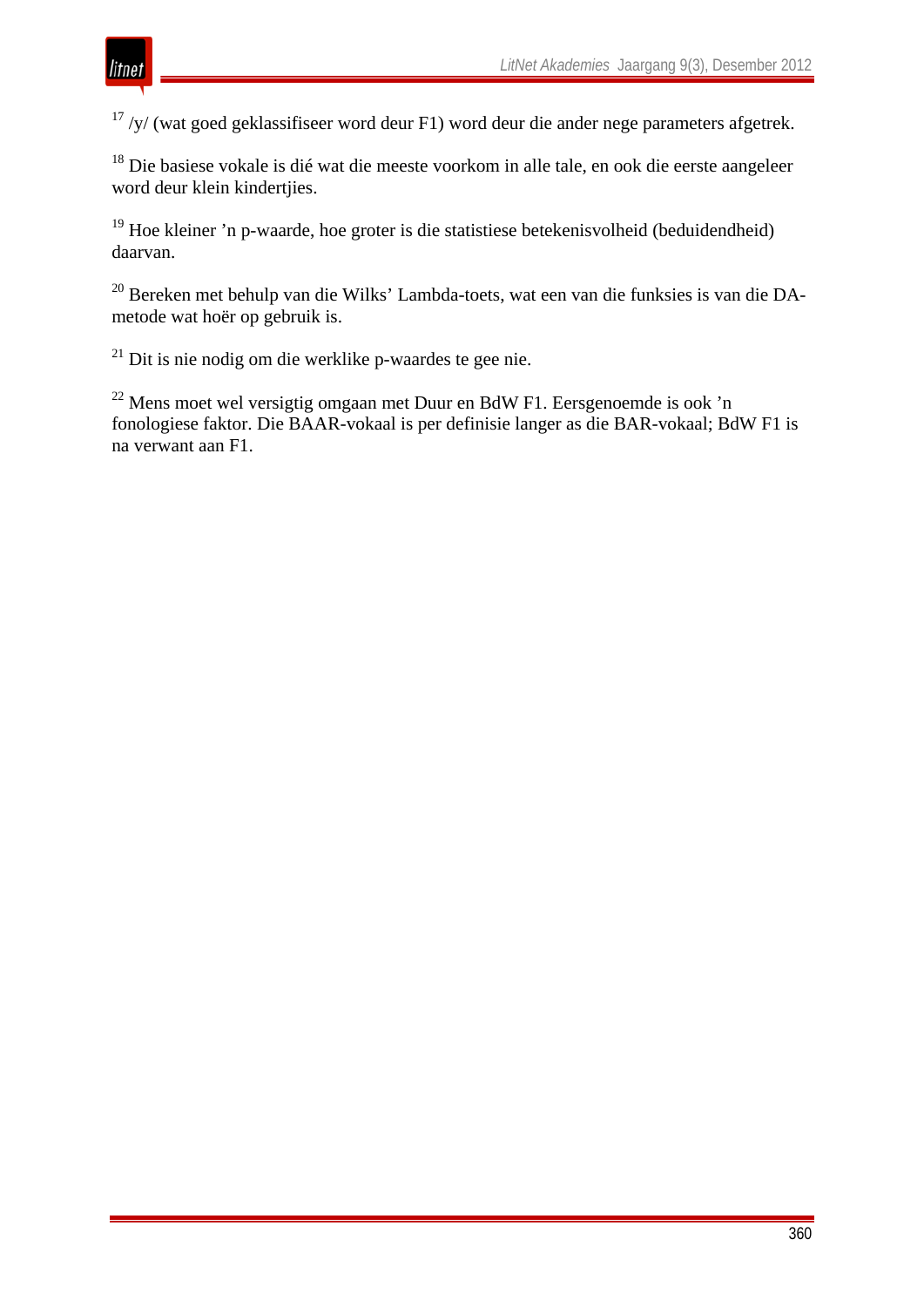[17] /y/ (wat goed geklassifiseer word deur F1) word deur die ander nege parameters afgetrek.

[18] Die basiese vokale is dié wat die meeste voorkom in alle tale, en ook die eerste aangeleer word deur klein kindertjies.

[19] Hoe kleiner ’n p-waarde, hoe groter is die statistiese betekenisvolheid (beduidendheid) daarvan.

[20] Bereken met behulp van die Wilks’ Lambda-toets, wat een van die funksies is van die DA-metode wat hoër op gebruik is.

[21] Dit is nie nodig om die werklike p-waardes te gee nie.

[22] Mens moet wel versigtig omgaan met Duur en BdW F1. Eersgenoemde is ook ’n fonologiese faktor. Die BAAR-vokaal is per definisie langer as die BAR-vokaal; BdW F1 is na verwant aan F1.